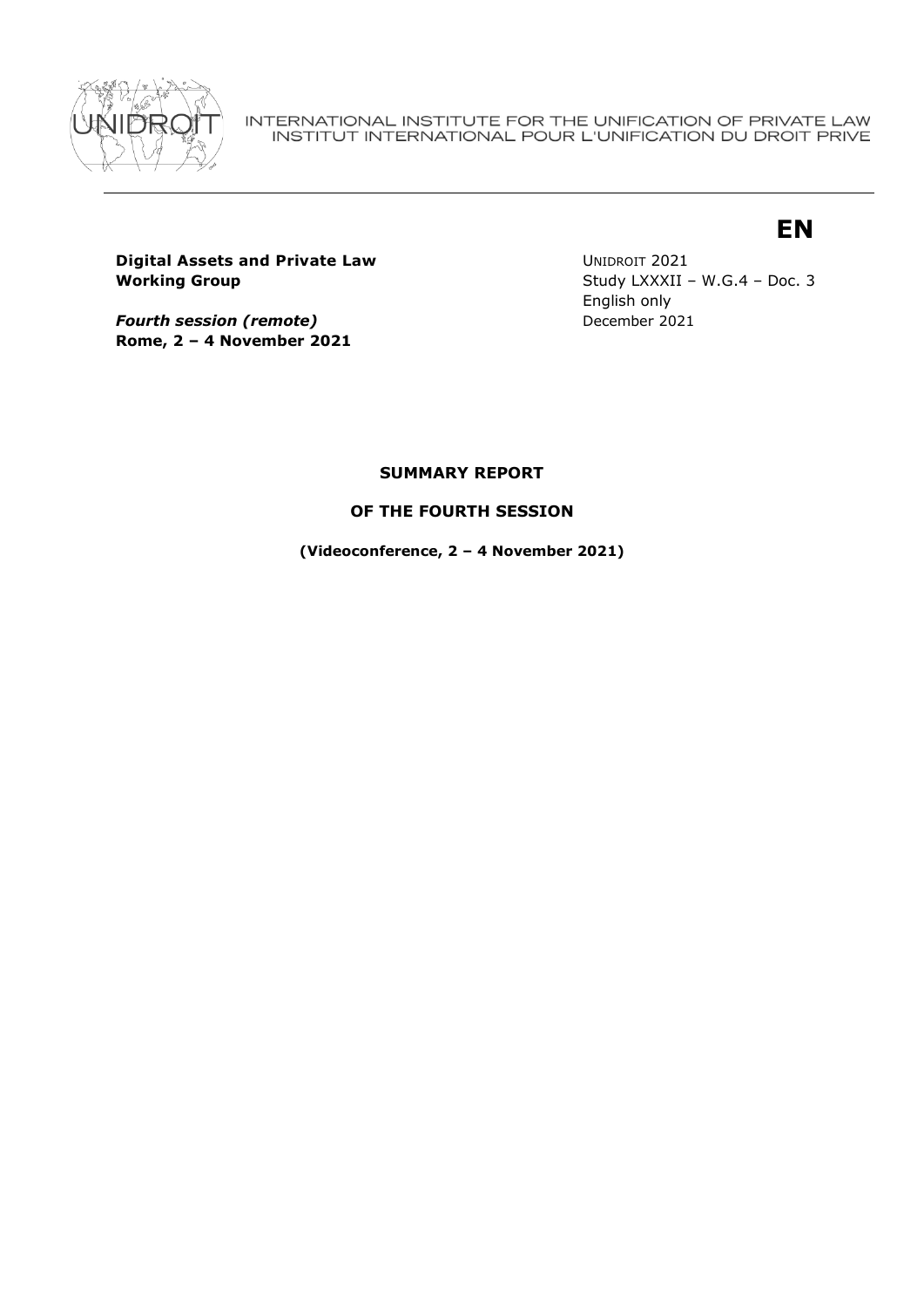INTERNATIONAL INSTITUTE FOR THE UNIFICATION OF PRIVATE LAW
INSTITUT INTERNATIONAL POUR L'UNIFICATION DU DROIT PRIVE

**EN**

**Digital Assets and Private Law Working Group**

***Fourth session (remote)***
**Rome, 2 – 4 November 2021**

UNIDROIT 2021
Study LXXXII – W.G.4 – Doc. 3
English only
December 2021

# SUMMARY REPORT

## OF THE FOURTH SESSION

**(Videoconference, 2 – 4 November 2021)**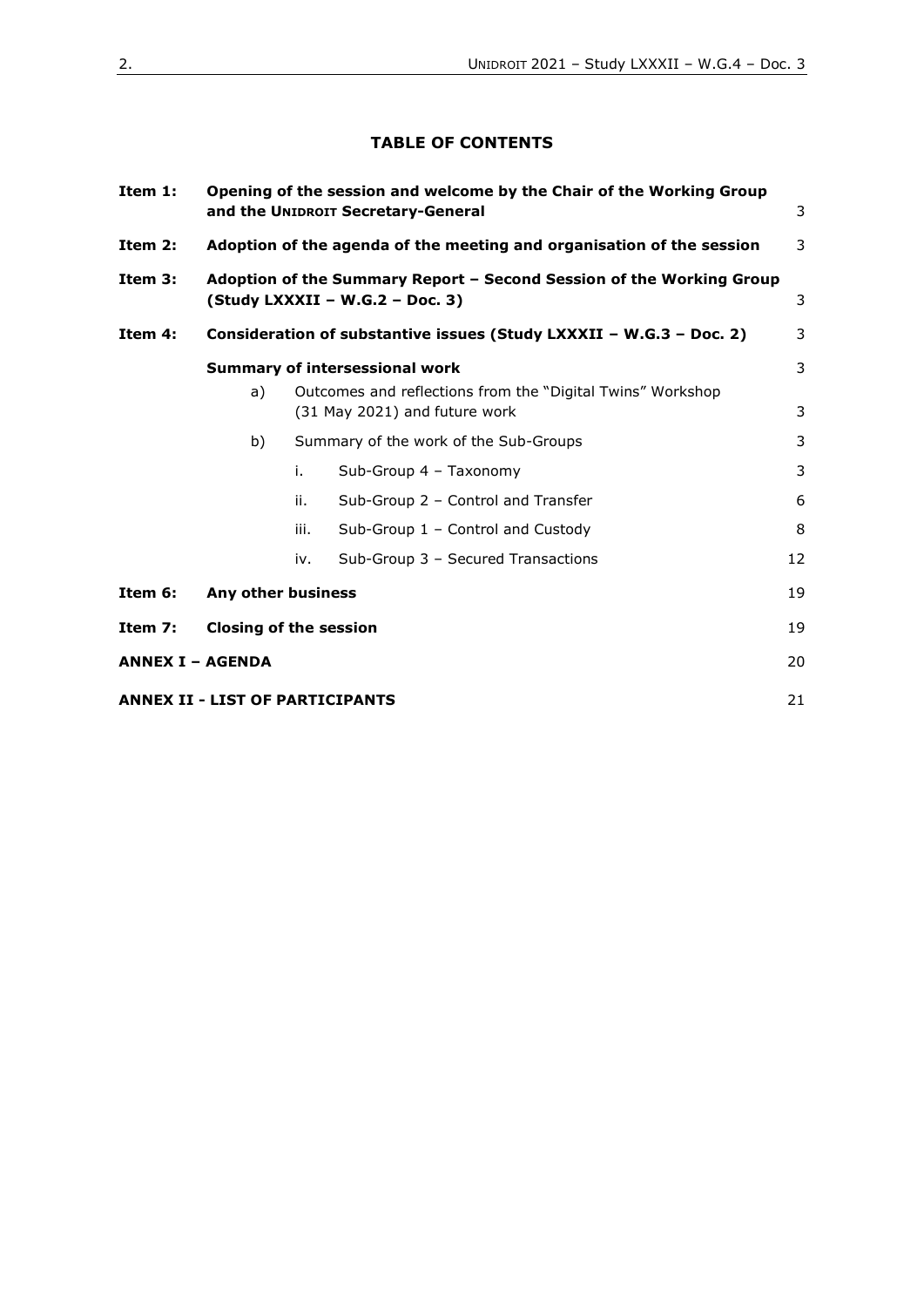**TABLE OF CONTENTS**

| | | | | |
|---|---|---|---|---|
| **Item 1:** | **Opening of the session and welcome by the Chair of the Working Group and the UNIDROIT Secretary-General** | | | 3 |
| **Item 2:** | **Adoption of the agenda of the meeting and organisation of the session** | | | 3 |
| **Item 3:** | **Adoption of the Summary Report – Second Session of the Working Group (Study LXXXII – W.G.2 – Doc. 3)** | | | 3 |
| **Item 4:** | **Consideration of substantive issues (Study LXXXII – W.G.3 – Doc. 2)** | | | 3 |
| | **Summary of intersessional work** | | | 3 |
| | a) | Outcomes and reflections from the "Digital Twins" Workshop (31 May 2021) and future work | | 3 |
| | b) | Summary of the work of the Sub-Groups | | 3 |
| | | i. | Sub-Group 4 – Taxonomy | 3 |
| | | ii. | Sub-Group 2 – Control and Transfer | 6 |
| | | iii. | Sub-Group 1 – Control and Custody | 8 |
| | | iv. | Sub-Group 3 – Secured Transactions | 12 |
| **Item 6:** | **Any other business** | | | 19 |
| **Item 7:** | **Closing of the session** | | | 19 |
| **ANNEX I – AGENDA** | | | | 20 |
| **ANNEX II - LIST OF PARTICIPANTS** | | | | 21 |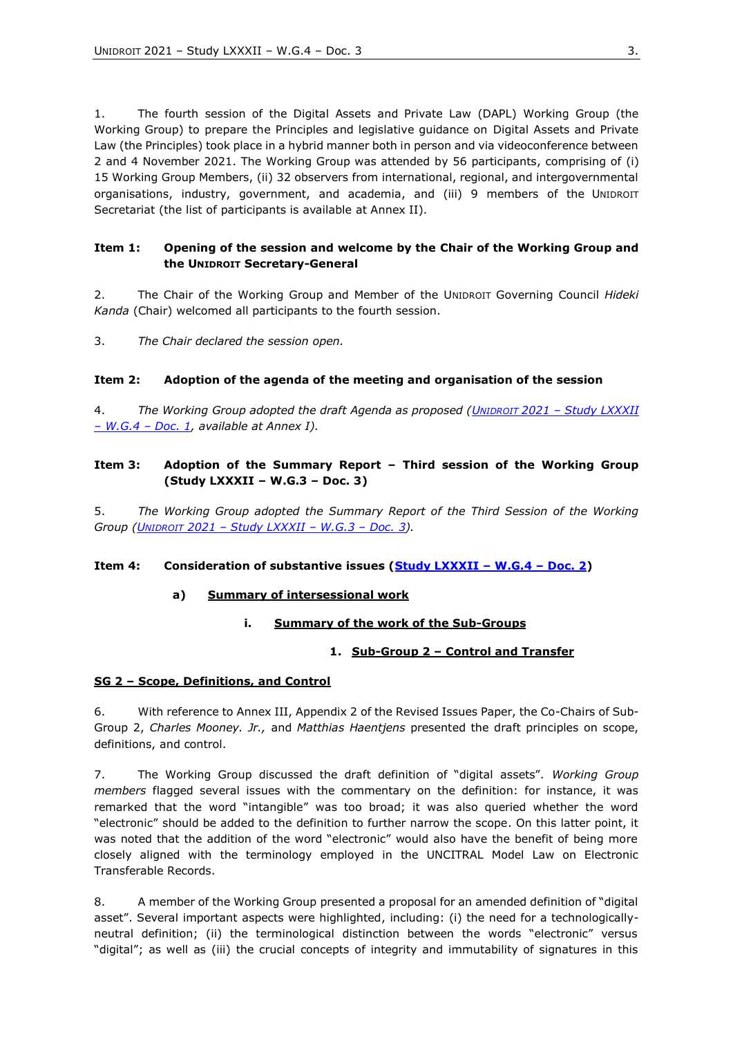1. The fourth session of the Digital Assets and Private Law (DAPL) Working Group (the Working Group) to prepare the Principles and legislative guidance on Digital Assets and Private Law (the Principles) took place in a hybrid manner both in person and via videoconference between 2 and 4 November 2021. The Working Group was attended by 56 participants, comprising of (i) 15 Working Group Members, (ii) 32 observers from international, regional, and intergovernmental organisations, industry, government, and academia, and (iii) 9 members of the UNIDROIT Secretariat (the list of participants is available at Annex II).

**Item 1: Opening of the session and welcome by the Chair of the Working Group and the UNIDROIT Secretary-General**

2. The Chair of the Working Group and Member of the UNIDROIT Governing Council *Hideki Kanda* (Chair) welcomed all participants to the fourth session.

3. *The Chair declared the session open.*

**Item 2: Adoption of the agenda of the meeting and organisation of the session**

4. *The Working Group adopted the draft Agenda as proposed (UNIDROIT 2021 – Study LXXXII – W.G.4 – Doc. 1, available at Annex I).*

**Item 3: Adoption of the Summary Report – Third session of the Working Group (Study LXXXII – W.G.3 – Doc. 3)**

5. *The Working Group adopted the Summary Report of the Third Session of the Working Group (UNIDROIT 2021 – Study LXXXII – W.G.3 – Doc. 3).*

**Item 4: Consideration of substantive issues (Study LXXXII – W.G.4 – Doc. 2)**

**a) Summary of intersessional work**

**i. Summary of the work of the Sub-Groups**

**1. Sub-Group 2 – Control and Transfer**

**SG 2 – Scope, Definitions, and Control**

6. With reference to Annex III, Appendix 2 of the Revised Issues Paper, the Co-Chairs of Sub-Group 2, *Charles Mooney. Jr.,* and *Matthias Haentjens* presented the draft principles on scope, definitions, and control.

7. The Working Group discussed the draft definition of "digital assets". *Working Group members* flagged several issues with the commentary on the definition: for instance, it was remarked that the word "intangible" was too broad; it was also queried whether the word "electronic" should be added to the definition to further narrow the scope. On this latter point, it was noted that the addition of the word "electronic" would also have the benefit of being more closely aligned with the terminology employed in the UNCITRAL Model Law on Electronic Transferable Records.

8. A member of the Working Group presented a proposal for an amended definition of "digital asset". Several important aspects were highlighted, including: (i) the need for a technologically-neutral definition; (ii) the terminological distinction between the words "electronic" versus "digital"; as well as (iii) the crucial concepts of integrity and immutability of signatures in this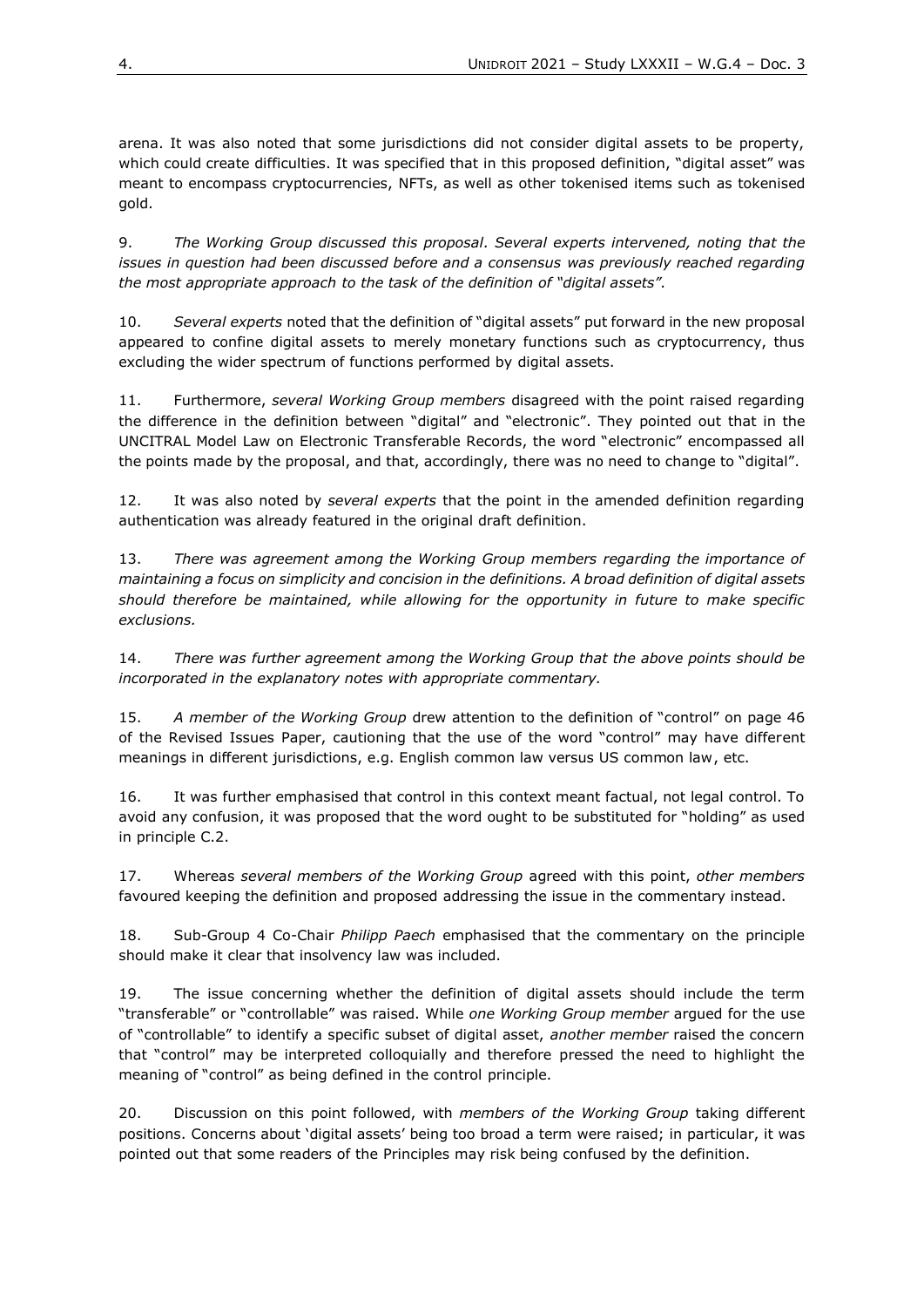arena. It was also noted that some jurisdictions did not consider digital assets to be property, which could create difficulties. It was specified that in this proposed definition, "digital asset" was meant to encompass cryptocurrencies, NFTs, as well as other tokenised items such as tokenised gold.

9. *The Working Group discussed this proposal. Several experts intervened, noting that the issues in question had been discussed before and a consensus was previously reached regarding the most appropriate approach to the task of the definition of "digital assets".*

10. *Several experts* noted that the definition of "digital assets" put forward in the new proposal appeared to confine digital assets to merely monetary functions such as cryptocurrency, thus excluding the wider spectrum of functions performed by digital assets.

11. Furthermore, *several Working Group members* disagreed with the point raised regarding the difference in the definition between "digital" and "electronic". They pointed out that in the UNCITRAL Model Law on Electronic Transferable Records, the word "electronic" encompassed all the points made by the proposal, and that, accordingly, there was no need to change to "digital".

12. It was also noted by *several experts* that the point in the amended definition regarding authentication was already featured in the original draft definition.

13. *There was agreement among the Working Group members regarding the importance of maintaining a focus on simplicity and concision in the definitions. A broad definition of digital assets should therefore be maintained, while allowing for the opportunity in future to make specific exclusions.*

14. *There was further agreement among the Working Group that the above points should be incorporated in the explanatory notes with appropriate commentary.*

15. *A member of the Working Group* drew attention to the definition of "control" on page 46 of the Revised Issues Paper, cautioning that the use of the word "control" may have different meanings in different jurisdictions, e.g. English common law versus US common law, etc.

16. It was further emphasised that control in this context meant factual, not legal control. To avoid any confusion, it was proposed that the word ought to be substituted for "holding" as used in principle C.2.

17. Whereas *several members of the Working Group* agreed with this point, *other members* favoured keeping the definition and proposed addressing the issue in the commentary instead.

18. Sub-Group 4 Co-Chair *Philipp Paech* emphasised that the commentary on the principle should make it clear that insolvency law was included.

19. The issue concerning whether the definition of digital assets should include the term "transferable" or "controllable" was raised. While *one Working Group member* argued for the use of "controllable" to identify a specific subset of digital asset, *another member* raised the concern that "control" may be interpreted colloquially and therefore pressed the need to highlight the meaning of "control" as being defined in the control principle.

20. Discussion on this point followed, with *members of the Working Group* taking different positions. Concerns about 'digital assets' being too broad a term were raised; in particular, it was pointed out that some readers of the Principles may risk being confused by the definition.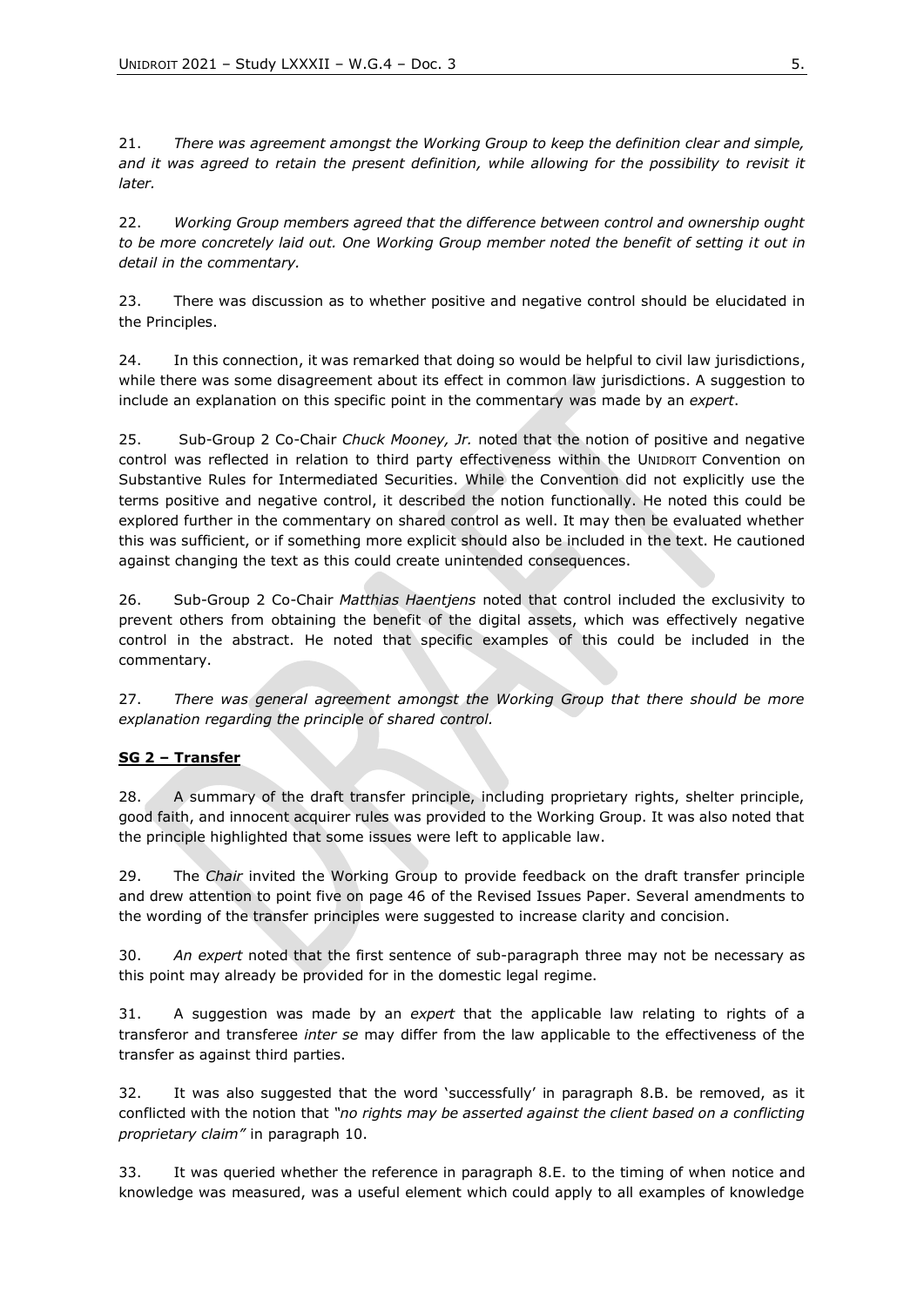21. *There was agreement amongst the Working Group to keep the definition clear and simple, and it was agreed to retain the present definition, while allowing for the possibility to revisit it later.*

22. *Working Group members agreed that the difference between control and ownership ought to be more concretely laid out. One Working Group member noted the benefit of setting it out in detail in the commentary.*

23. There was discussion as to whether positive and negative control should be elucidated in the Principles.

24. In this connection, it was remarked that doing so would be helpful to civil law jurisdictions, while there was some disagreement about its effect in common law jurisdictions. A suggestion to include an explanation on this specific point in the commentary was made by an *expert*.

25. Sub-Group 2 Co-Chair *Chuck Mooney, Jr.* noted that the notion of positive and negative control was reflected in relation to third party effectiveness within the UNIDROIT Convention on Substantive Rules for Intermediated Securities. While the Convention did not explicitly use the terms positive and negative control, it described the notion functionally. He noted this could be explored further in the commentary on shared control as well. It may then be evaluated whether this was sufficient, or if something more explicit should also be included in the text. He cautioned against changing the text as this could create unintended consequences.

26. Sub-Group 2 Co-Chair *Matthias Haentjens* noted that control included the exclusivity to prevent others from obtaining the benefit of the digital assets, which was effectively negative control in the abstract. He noted that specific examples of this could be included in the commentary.

27. *There was general agreement amongst the Working Group that there should be more explanation regarding the principle of shared control.*

**SG 2 – Transfer**

28. A summary of the draft transfer principle, including proprietary rights, shelter principle, good faith, and innocent acquirer rules was provided to the Working Group. It was also noted that the principle highlighted that some issues were left to applicable law.

29. The *Chair* invited the Working Group to provide feedback on the draft transfer principle and drew attention to point five on page 46 of the Revised Issues Paper. Several amendments to the wording of the transfer principles were suggested to increase clarity and concision.

30. *An expert* noted that the first sentence of sub-paragraph three may not be necessary as this point may already be provided for in the domestic legal regime.

31. A suggestion was made by an *expert* that the applicable law relating to rights of a transferor and transferee *inter se* may differ from the law applicable to the effectiveness of the transfer as against third parties.

32. It was also suggested that the word 'successfully' in paragraph 8.B. be removed, as it conflicted with the notion that *"no rights may be asserted against the client based on a conflicting proprietary claim"* in paragraph 10.

33. It was queried whether the reference in paragraph 8.E. to the timing of when notice and knowledge was measured, was a useful element which could apply to all examples of knowledge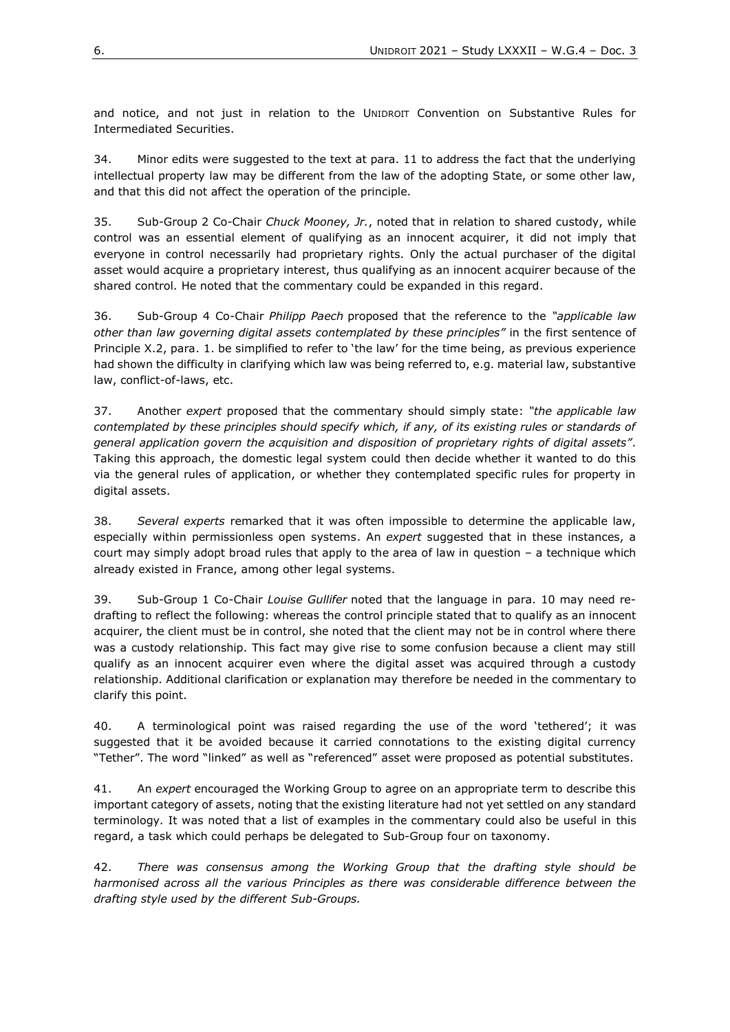and notice, and not just in relation to the UNIDROIT Convention on Substantive Rules for Intermediated Securities.

34. Minor edits were suggested to the text at para. 11 to address the fact that the underlying intellectual property law may be different from the law of the adopting State, or some other law, and that this did not affect the operation of the principle.

35. Sub-Group 2 Co-Chair *Chuck Mooney, Jr.*, noted that in relation to shared custody, while control was an essential element of qualifying as an innocent acquirer, it did not imply that everyone in control necessarily had proprietary rights. Only the actual purchaser of the digital asset would acquire a proprietary interest, thus qualifying as an innocent acquirer because of the shared control. He noted that the commentary could be expanded in this regard.

36. Sub-Group 4 Co-Chair *Philipp Paech* proposed that the reference to the *"applicable law other than law governing digital assets contemplated by these principles"* in the first sentence of Principle X.2, para. 1. be simplified to refer to 'the law' for the time being, as previous experience had shown the difficulty in clarifying which law was being referred to, e.g. material law, substantive law, conflict-of-laws, etc.

37. Another *expert* proposed that the commentary should simply state: *"the applicable law contemplated by these principles should specify which, if any, of its existing rules or standards of general application govern the acquisition and disposition of proprietary rights of digital assets"*. Taking this approach, the domestic legal system could then decide whether it wanted to do this via the general rules of application, or whether they contemplated specific rules for property in digital assets.

38. *Several experts* remarked that it was often impossible to determine the applicable law, especially within permissionless open systems. An *expert* suggested that in these instances, a court may simply adopt broad rules that apply to the area of law in question – a technique which already existed in France, among other legal systems.

39. Sub-Group 1 Co-Chair *Louise Gullifer* noted that the language in para. 10 may need re-drafting to reflect the following: whereas the control principle stated that to qualify as an innocent acquirer, the client must be in control, she noted that the client may not be in control where there was a custody relationship. This fact may give rise to some confusion because a client may still qualify as an innocent acquirer even where the digital asset was acquired through a custody relationship. Additional clarification or explanation may therefore be needed in the commentary to clarify this point.

40. A terminological point was raised regarding the use of the word 'tethered'; it was suggested that it be avoided because it carried connotations to the existing digital currency "Tether". The word "linked" as well as "referenced" asset were proposed as potential substitutes.

41. An *expert* encouraged the Working Group to agree on an appropriate term to describe this important category of assets, noting that the existing literature had not yet settled on any standard terminology. It was noted that a list of examples in the commentary could also be useful in this regard, a task which could perhaps be delegated to Sub-Group four on taxonomy.

42. *There was consensus among the Working Group that the drafting style should be harmonised across all the various Principles as there was considerable difference between the drafting style used by the different Sub-Groups.*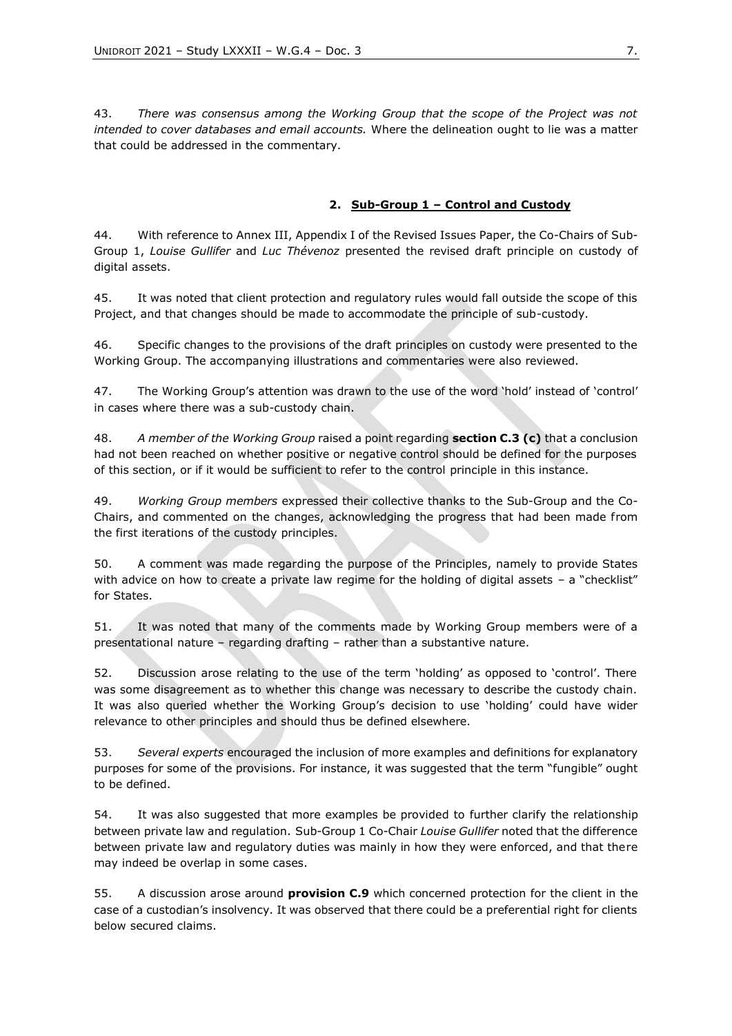43. *There was consensus among the Working Group that the scope of the Project was not intended to cover databases and email accounts.* Where the delineation ought to lie was a matter that could be addressed in the commentary.

## 2. Sub-Group 1 – Control and Custody

44. With reference to Annex III, Appendix I of the Revised Issues Paper, the Co-Chairs of Sub-Group 1, *Louise Gullifer* and *Luc Thévenoz* presented the revised draft principle on custody of digital assets.

45. It was noted that client protection and regulatory rules would fall outside the scope of this Project, and that changes should be made to accommodate the principle of sub-custody.

46. Specific changes to the provisions of the draft principles on custody were presented to the Working Group. The accompanying illustrations and commentaries were also reviewed.

47. The Working Group's attention was drawn to the use of the word 'hold' instead of 'control' in cases where there was a sub-custody chain.

48. *A member of the Working Group* raised a point regarding **section C.3 (c)** that a conclusion had not been reached on whether positive or negative control should be defined for the purposes of this section, or if it would be sufficient to refer to the control principle in this instance.

49. *Working Group members* expressed their collective thanks to the Sub-Group and the Co-Chairs, and commented on the changes, acknowledging the progress that had been made from the first iterations of the custody principles.

50. A comment was made regarding the purpose of the Principles, namely to provide States with advice on how to create a private law regime for the holding of digital assets – a "checklist" for States.

51. It was noted that many of the comments made by Working Group members were of a presentational nature – regarding drafting – rather than a substantive nature.

52. Discussion arose relating to the use of the term 'holding' as opposed to 'control'. There was some disagreement as to whether this change was necessary to describe the custody chain. It was also queried whether the Working Group's decision to use 'holding' could have wider relevance to other principles and should thus be defined elsewhere.

53. *Several experts* encouraged the inclusion of more examples and definitions for explanatory purposes for some of the provisions. For instance, it was suggested that the term "fungible" ought to be defined.

54. It was also suggested that more examples be provided to further clarify the relationship between private law and regulation. Sub-Group 1 Co-Chair *Louise Gullifer* noted that the difference between private law and regulatory duties was mainly in how they were enforced, and that there may indeed be overlap in some cases.

55. A discussion arose around **provision C.9** which concerned protection for the client in the case of a custodian's insolvency. It was observed that there could be a preferential right for clients below secured claims.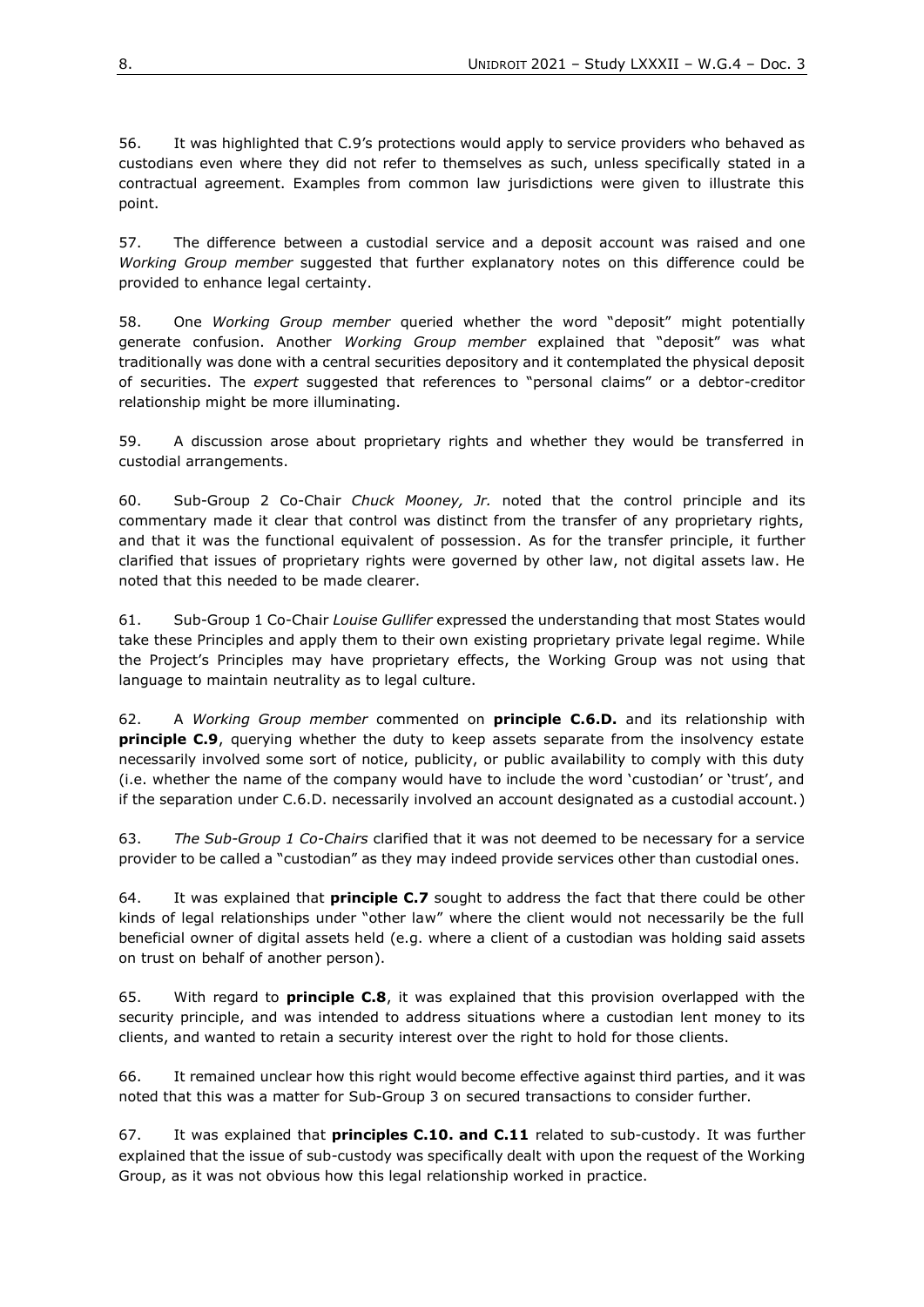56. It was highlighted that C.9's protections would apply to service providers who behaved as custodians even where they did not refer to themselves as such, unless specifically stated in a contractual agreement. Examples from common law jurisdictions were given to illustrate this point.

57. The difference between a custodial service and a deposit account was raised and one *Working Group member* suggested that further explanatory notes on this difference could be provided to enhance legal certainty.

58. One *Working Group member* queried whether the word "deposit" might potentially generate confusion. Another *Working Group member* explained that "deposit" was what traditionally was done with a central securities depository and it contemplated the physical deposit of securities. The *expert* suggested that references to "personal claims" or a debtor-creditor relationship might be more illuminating.

59. A discussion arose about proprietary rights and whether they would be transferred in custodial arrangements.

60. Sub-Group 2 Co-Chair *Chuck Mooney, Jr.* noted that the control principle and its commentary made it clear that control was distinct from the transfer of any proprietary rights, and that it was the functional equivalent of possession. As for the transfer principle, it further clarified that issues of proprietary rights were governed by other law, not digital assets law. He noted that this needed to be made clearer.

61. Sub-Group 1 Co-Chair *Louise Gullifer* expressed the understanding that most States would take these Principles and apply them to their own existing proprietary private legal regime. While the Project's Principles may have proprietary effects, the Working Group was not using that language to maintain neutrality as to legal culture.

62. A *Working Group member* commented on **principle C.6.D.** and its relationship with **principle C.9**, querying whether the duty to keep assets separate from the insolvency estate necessarily involved some sort of notice, publicity, or public availability to comply with this duty (i.e. whether the name of the company would have to include the word 'custodian' or 'trust', and if the separation under C.6.D. necessarily involved an account designated as a custodial account.)

63. *The Sub-Group 1 Co-Chairs* clarified that it was not deemed to be necessary for a service provider to be called a "custodian" as they may indeed provide services other than custodial ones.

64. It was explained that **principle C.7** sought to address the fact that there could be other kinds of legal relationships under "other law" where the client would not necessarily be the full beneficial owner of digital assets held (e.g. where a client of a custodian was holding said assets on trust on behalf of another person).

65. With regard to **principle C.8**, it was explained that this provision overlapped with the security principle, and was intended to address situations where a custodian lent money to its clients, and wanted to retain a security interest over the right to hold for those clients.

66. It remained unclear how this right would become effective against third parties, and it was noted that this was a matter for Sub-Group 3 on secured transactions to consider further.

67. It was explained that **principles C.10. and C.11** related to sub-custody. It was further explained that the issue of sub-custody was specifically dealt with upon the request of the Working Group, as it was not obvious how this legal relationship worked in practice.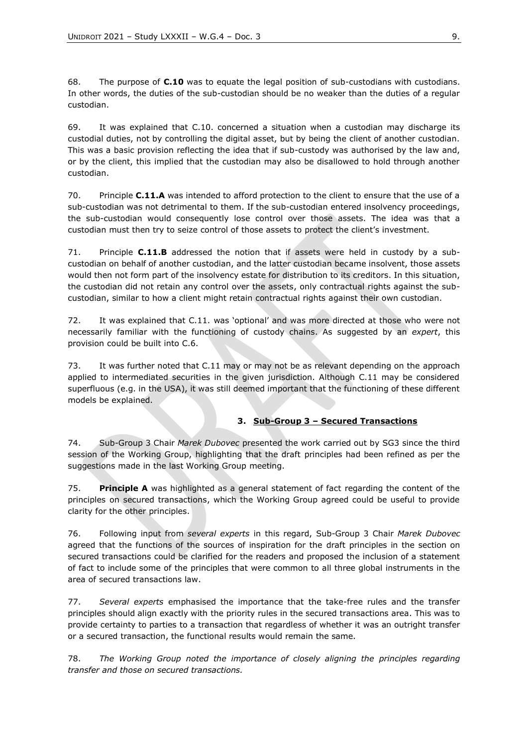68. The purpose of **C.10** was to equate the legal position of sub-custodians with custodians. In other words, the duties of the sub-custodian should be no weaker than the duties of a regular custodian.

69. It was explained that C.10. concerned a situation when a custodian may discharge its custodial duties, not by controlling the digital asset, but by being the client of another custodian. This was a basic provision reflecting the idea that if sub-custody was authorised by the law and, or by the client, this implied that the custodian may also be disallowed to hold through another custodian.

70. Principle **C.11.A** was intended to afford protection to the client to ensure that the use of a sub-custodian was not detrimental to them. If the sub-custodian entered insolvency proceedings, the sub-custodian would consequently lose control over those assets. The idea was that a custodian must then try to seize control of those assets to protect the client's investment.

71. Principle **C.11.B** addressed the notion that if assets were held in custody by a sub-custodian on behalf of another custodian, and the latter custodian became insolvent, those assets would then not form part of the insolvency estate for distribution to its creditors. In this situation, the custodian did not retain any control over the assets, only contractual rights against the sub-custodian, similar to how a client might retain contractual rights against their own custodian.

72. It was explained that C.11. was 'optional' and was more directed at those who were not necessarily familiar with the functioning of custody chains. As suggested by an *expert*, this provision could be built into C.6.

73. It was further noted that C.11 may or may not be as relevant depending on the approach applied to intermediated securities in the given jurisdiction. Although C.11 may be considered superfluous (e.g. in the USA), it was still deemed important that the functioning of these different models be explained.

### 3. Sub-Group 3 – Secured Transactions

74. Sub-Group 3 Chair *Marek Dubovec* presented the work carried out by SG3 since the third session of the Working Group, highlighting that the draft principles had been refined as per the suggestions made in the last Working Group meeting.

75. **Principle A** was highlighted as a general statement of fact regarding the content of the principles on secured transactions, which the Working Group agreed could be useful to provide clarity for the other principles.

76. Following input from *several experts* in this regard, Sub-Group 3 Chair *Marek Dubovec* agreed that the functions of the sources of inspiration for the draft principles in the section on secured transactions could be clarified for the readers and proposed the inclusion of a statement of fact to include some of the principles that were common to all three global instruments in the area of secured transactions law.

77. *Several experts* emphasised the importance that the take-free rules and the transfer principles should align exactly with the priority rules in the secured transactions area. This was to provide certainty to parties to a transaction that regardless of whether it was an outright transfer or a secured transaction, the functional results would remain the same.

78. *The Working Group noted the importance of closely aligning the principles regarding transfer and those on secured transactions.*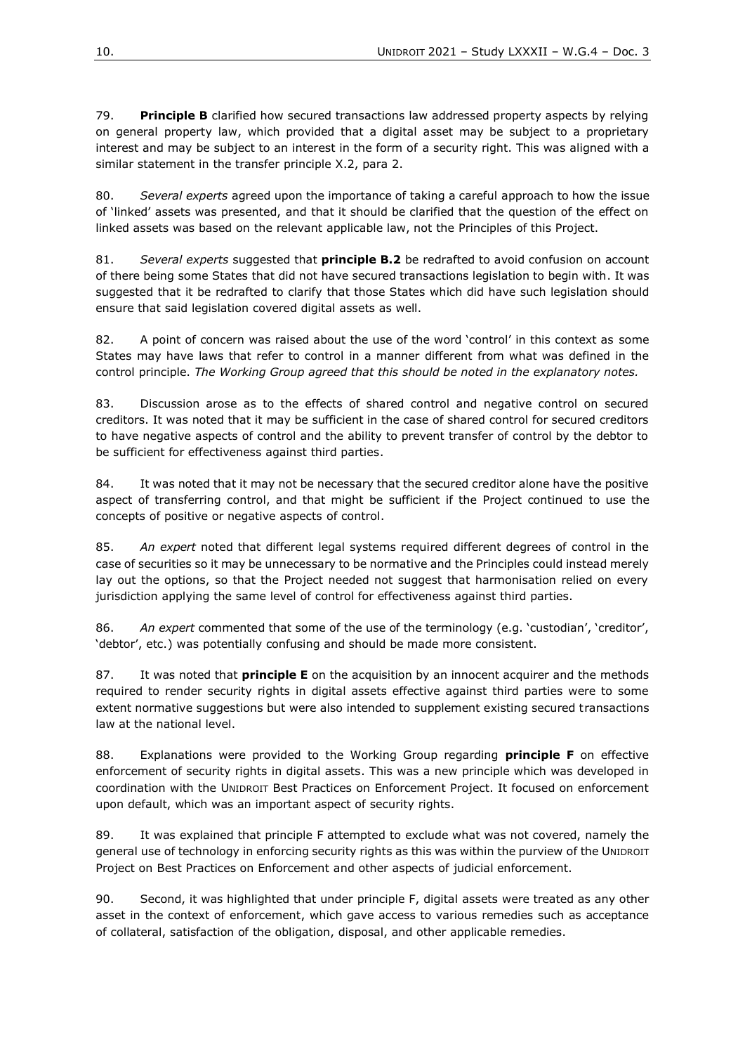79. **Principle B** clarified how secured transactions law addressed property aspects by relying on general property law, which provided that a digital asset may be subject to a proprietary interest and may be subject to an interest in the form of a security right. This was aligned with a similar statement in the transfer principle X.2, para 2.

80. *Several experts* agreed upon the importance of taking a careful approach to how the issue of 'linked' assets was presented, and that it should be clarified that the question of the effect on linked assets was based on the relevant applicable law, not the Principles of this Project.

81. *Several experts* suggested that **principle B.2** be redrafted to avoid confusion on account of there being some States that did not have secured transactions legislation to begin with. It was suggested that it be redrafted to clarify that those States which did have such legislation should ensure that said legislation covered digital assets as well.

82. A point of concern was raised about the use of the word 'control' in this context as some States may have laws that refer to control in a manner different from what was defined in the control principle. *The Working Group agreed that this should be noted in the explanatory notes.*

83. Discussion arose as to the effects of shared control and negative control on secured creditors. It was noted that it may be sufficient in the case of shared control for secured creditors to have negative aspects of control and the ability to prevent transfer of control by the debtor to be sufficient for effectiveness against third parties.

84. It was noted that it may not be necessary that the secured creditor alone have the positive aspect of transferring control, and that might be sufficient if the Project continued to use the concepts of positive or negative aspects of control.

85. *An expert* noted that different legal systems required different degrees of control in the case of securities so it may be unnecessary to be normative and the Principles could instead merely lay out the options, so that the Project needed not suggest that harmonisation relied on every jurisdiction applying the same level of control for effectiveness against third parties.

86. *An expert* commented that some of the use of the terminology (e.g. 'custodian', 'creditor', 'debtor', etc.) was potentially confusing and should be made more consistent.

87. It was noted that **principle E** on the acquisition by an innocent acquirer and the methods required to render security rights in digital assets effective against third parties were to some extent normative suggestions but were also intended to supplement existing secured transactions law at the national level.

88. Explanations were provided to the Working Group regarding **principle F** on effective enforcement of security rights in digital assets. This was a new principle which was developed in coordination with the UNIDROIT Best Practices on Enforcement Project. It focused on enforcement upon default, which was an important aspect of security rights.

89. It was explained that principle F attempted to exclude what was not covered, namely the general use of technology in enforcing security rights as this was within the purview of the UNIDROIT Project on Best Practices on Enforcement and other aspects of judicial enforcement.

90. Second, it was highlighted that under principle F, digital assets were treated as any other asset in the context of enforcement, which gave access to various remedies such as acceptance of collateral, satisfaction of the obligation, disposal, and other applicable remedies.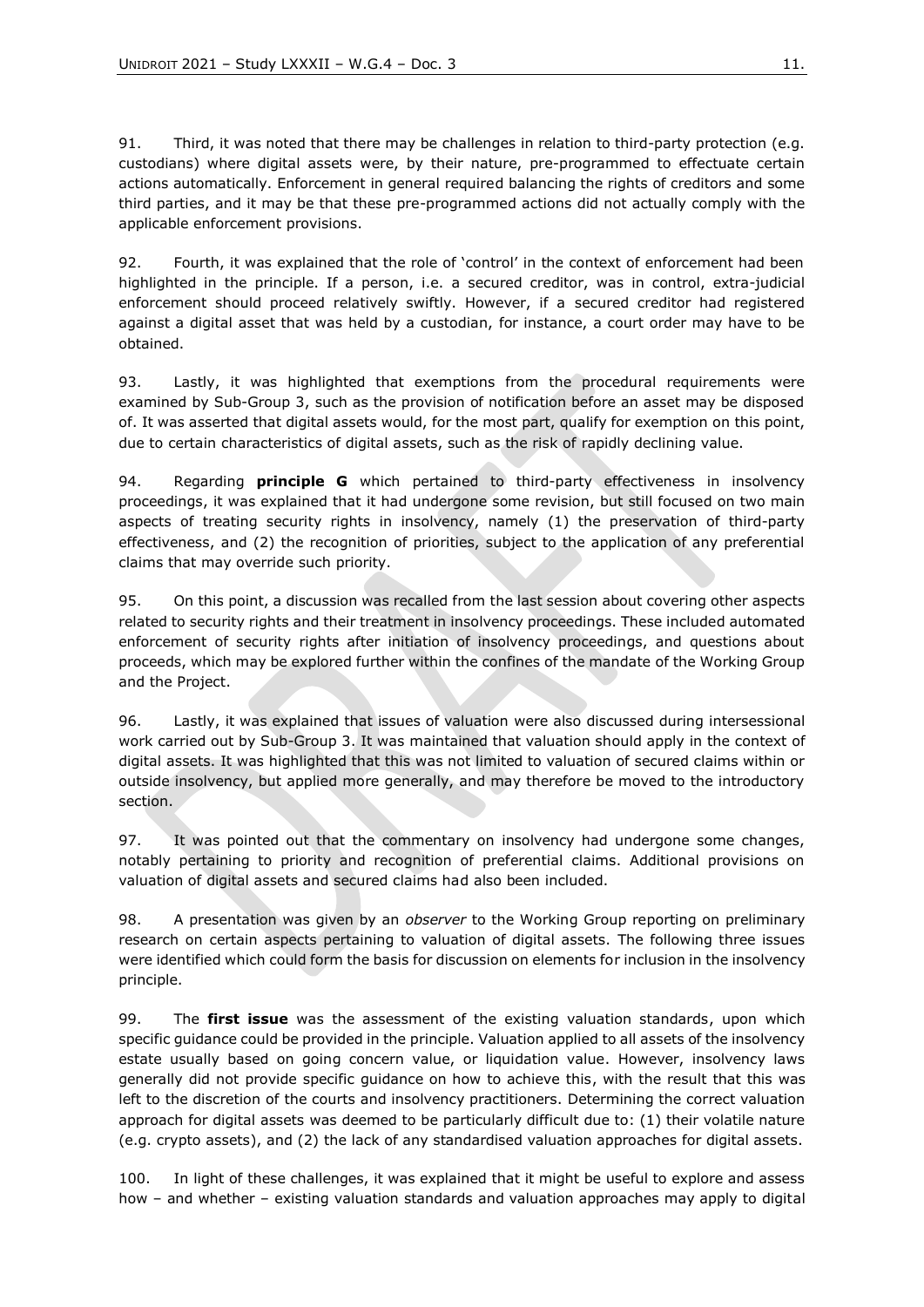91. Third, it was noted that there may be challenges in relation to third-party protection (e.g. custodians) where digital assets were, by their nature, pre-programmed to effectuate certain actions automatically. Enforcement in general required balancing the rights of creditors and some third parties, and it may be that these pre-programmed actions did not actually comply with the applicable enforcement provisions.

92. Fourth, it was explained that the role of 'control' in the context of enforcement had been highlighted in the principle. If a person, i.e. a secured creditor, was in control, extra-judicial enforcement should proceed relatively swiftly. However, if a secured creditor had registered against a digital asset that was held by a custodian, for instance, a court order may have to be obtained.

93. Lastly, it was highlighted that exemptions from the procedural requirements were examined by Sub-Group 3, such as the provision of notification before an asset may be disposed of. It was asserted that digital assets would, for the most part, qualify for exemption on this point, due to certain characteristics of digital assets, such as the risk of rapidly declining value.

94. Regarding **principle G** which pertained to third-party effectiveness in insolvency proceedings, it was explained that it had undergone some revision, but still focused on two main aspects of treating security rights in insolvency, namely (1) the preservation of third-party effectiveness, and (2) the recognition of priorities, subject to the application of any preferential claims that may override such priority.

95. On this point, a discussion was recalled from the last session about covering other aspects related to security rights and their treatment in insolvency proceedings. These included automated enforcement of security rights after initiation of insolvency proceedings, and questions about proceeds, which may be explored further within the confines of the mandate of the Working Group and the Project.

96. Lastly, it was explained that issues of valuation were also discussed during intersessional work carried out by Sub-Group 3. It was maintained that valuation should apply in the context of digital assets. It was highlighted that this was not limited to valuation of secured claims within or outside insolvency, but applied more generally, and may therefore be moved to the introductory section.

97. It was pointed out that the commentary on insolvency had undergone some changes, notably pertaining to priority and recognition of preferential claims. Additional provisions on valuation of digital assets and secured claims had also been included.

98. A presentation was given by an *observer* to the Working Group reporting on preliminary research on certain aspects pertaining to valuation of digital assets. The following three issues were identified which could form the basis for discussion on elements for inclusion in the insolvency principle.

99. The **first issue** was the assessment of the existing valuation standards, upon which specific guidance could be provided in the principle. Valuation applied to all assets of the insolvency estate usually based on going concern value, or liquidation value. However, insolvency laws generally did not provide specific guidance on how to achieve this, with the result that this was left to the discretion of the courts and insolvency practitioners. Determining the correct valuation approach for digital assets was deemed to be particularly difficult due to: (1) their volatile nature (e.g. crypto assets), and (2) the lack of any standardised valuation approaches for digital assets.

100. In light of these challenges, it was explained that it might be useful to explore and assess how – and whether – existing valuation standards and valuation approaches may apply to digital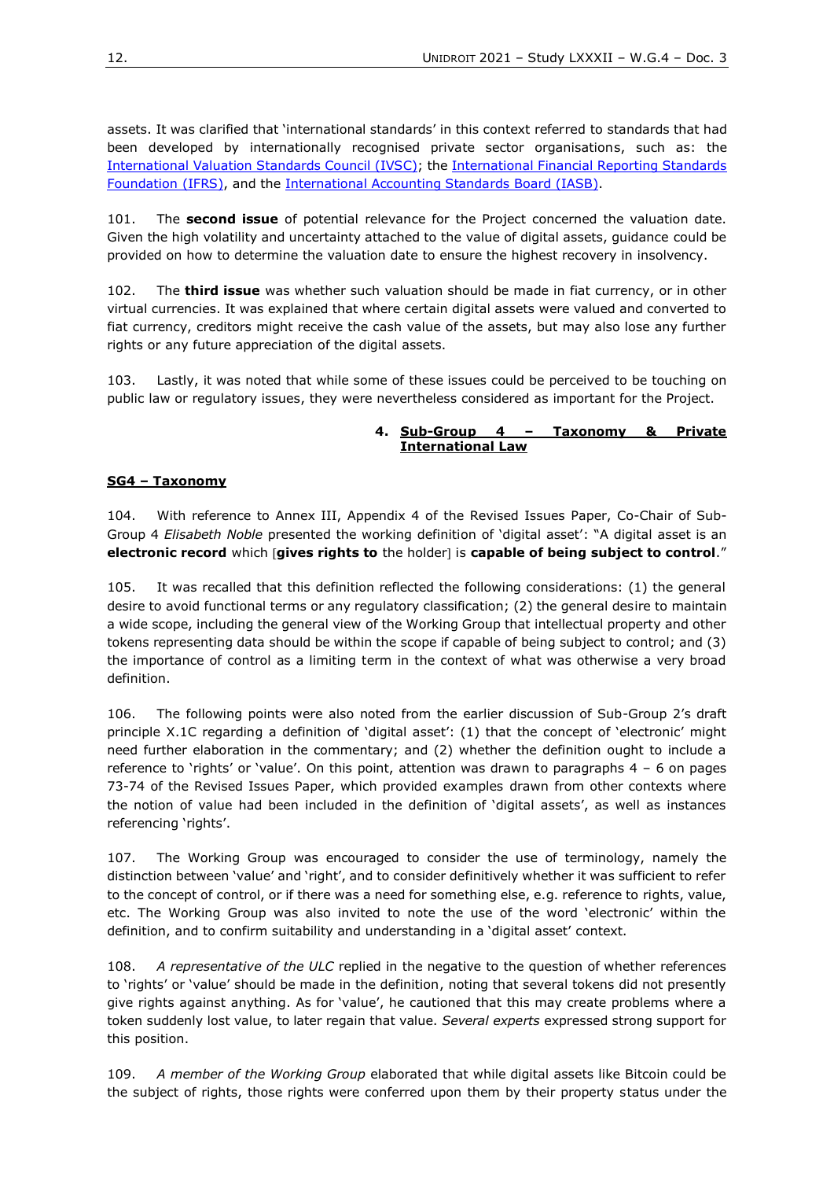assets. It was clarified that 'international standards' in this context referred to standards that had been developed by internationally recognised private sector organisations, such as: the International Valuation Standards Council (IVSC); the International Financial Reporting Standards Foundation (IFRS), and the International Accounting Standards Board (IASB).

101. The **second issue** of potential relevance for the Project concerned the valuation date. Given the high volatility and uncertainty attached to the value of digital assets, guidance could be provided on how to determine the valuation date to ensure the highest recovery in insolvency.

102. The **third issue** was whether such valuation should be made in fiat currency, or in other virtual currencies. It was explained that where certain digital assets were valued and converted to fiat currency, creditors might receive the cash value of the assets, but may also lose any further rights or any future appreciation of the digital assets.

103. Lastly, it was noted that while some of these issues could be perceived to be touching on public law or regulatory issues, they were nevertheless considered as important for the Project.

### 4. Sub-Group 4 – Taxonomy & Private International Law

#### SG4 – Taxonomy

104. With reference to Annex III, Appendix 4 of the Revised Issues Paper, Co-Chair of Sub-Group 4 *Elisabeth Noble* presented the working definition of 'digital asset': "A digital asset is an **electronic record** which [**gives rights to** the holder] is **capable of being subject to control**."

105. It was recalled that this definition reflected the following considerations: (1) the general desire to avoid functional terms or any regulatory classification; (2) the general desire to maintain a wide scope, including the general view of the Working Group that intellectual property and other tokens representing data should be within the scope if capable of being subject to control; and (3) the importance of control as a limiting term in the context of what was otherwise a very broad definition.

106. The following points were also noted from the earlier discussion of Sub-Group 2's draft principle X.1C regarding a definition of 'digital asset': (1) that the concept of 'electronic' might need further elaboration in the commentary; and (2) whether the definition ought to include a reference to 'rights' or 'value'. On this point, attention was drawn to paragraphs 4 – 6 on pages 73-74 of the Revised Issues Paper, which provided examples drawn from other contexts where the notion of value had been included in the definition of 'digital assets', as well as instances referencing 'rights'.

107. The Working Group was encouraged to consider the use of terminology, namely the distinction between 'value' and 'right', and to consider definitively whether it was sufficient to refer to the concept of control, or if there was a need for something else, e.g. reference to rights, value, etc. The Working Group was also invited to note the use of the word 'electronic' within the definition, and to confirm suitability and understanding in a 'digital asset' context.

108. *A representative of the ULC* replied in the negative to the question of whether references to 'rights' or 'value' should be made in the definition, noting that several tokens did not presently give rights against anything. As for 'value', he cautioned that this may create problems where a token suddenly lost value, to later regain that value. *Several experts* expressed strong support for this position.

109. *A member of the Working Group* elaborated that while digital assets like Bitcoin could be the subject of rights, those rights were conferred upon them by their property status under the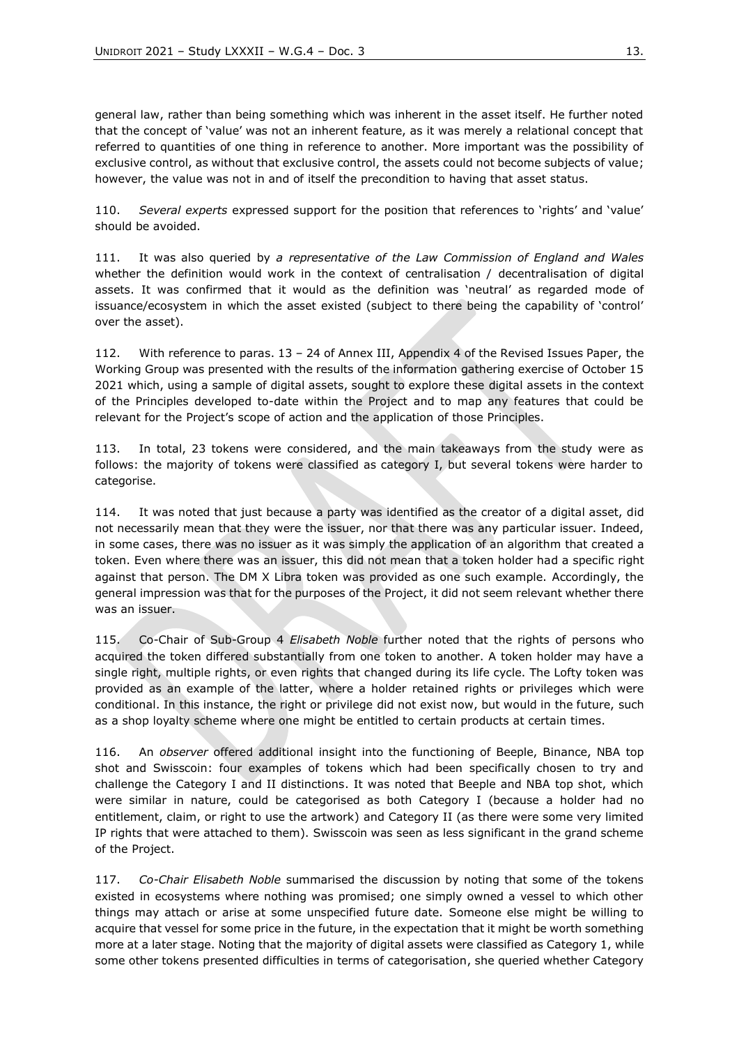general law, rather than being something which was inherent in the asset itself. He further noted that the concept of 'value' was not an inherent feature, as it was merely a relational concept that referred to quantities of one thing in reference to another. More important was the possibility of exclusive control, as without that exclusive control, the assets could not become subjects of value; however, the value was not in and of itself the precondition to having that asset status.

110. *Several experts* expressed support for the position that references to 'rights' and 'value' should be avoided.

111. It was also queried by *a representative of the Law Commission of England and Wales* whether the definition would work in the context of centralisation / decentralisation of digital assets. It was confirmed that it would as the definition was 'neutral' as regarded mode of issuance/ecosystem in which the asset existed (subject to there being the capability of 'control' over the asset).

112. With reference to paras. 13 – 24 of Annex III, Appendix 4 of the Revised Issues Paper, the Working Group was presented with the results of the information gathering exercise of October 15 2021 which, using a sample of digital assets, sought to explore these digital assets in the context of the Principles developed to-date within the Project and to map any features that could be relevant for the Project's scope of action and the application of those Principles.

113. In total, 23 tokens were considered, and the main takeaways from the study were as follows: the majority of tokens were classified as category I, but several tokens were harder to categorise.

114. It was noted that just because a party was identified as the creator of a digital asset, did not necessarily mean that they were the issuer, nor that there was any particular issuer. Indeed, in some cases, there was no issuer as it was simply the application of an algorithm that created a token. Even where there was an issuer, this did not mean that a token holder had a specific right against that person. The DM X Libra token was provided as one such example. Accordingly, the general impression was that for the purposes of the Project, it did not seem relevant whether there was an issuer.

115. Co-Chair of Sub-Group 4 *Elisabeth Noble* further noted that the rights of persons who acquired the token differed substantially from one token to another. A token holder may have a single right, multiple rights, or even rights that changed during its life cycle. The Lofty token was provided as an example of the latter, where a holder retained rights or privileges which were conditional. In this instance, the right or privilege did not exist now, but would in the future, such as a shop loyalty scheme where one might be entitled to certain products at certain times.

116. An *observer* offered additional insight into the functioning of Beeple, Binance, NBA top shot and Swisscoin: four examples of tokens which had been specifically chosen to try and challenge the Category I and II distinctions. It was noted that Beeple and NBA top shot, which were similar in nature, could be categorised as both Category I (because a holder had no entitlement, claim, or right to use the artwork) and Category II (as there were some very limited IP rights that were attached to them). Swisscoin was seen as less significant in the grand scheme of the Project.

117. *Co-Chair Elisabeth Noble* summarised the discussion by noting that some of the tokens existed in ecosystems where nothing was promised; one simply owned a vessel to which other things may attach or arise at some unspecified future date. Someone else might be willing to acquire that vessel for some price in the future, in the expectation that it might be worth something more at a later stage. Noting that the majority of digital assets were classified as Category 1, while some other tokens presented difficulties in terms of categorisation, she queried whether Category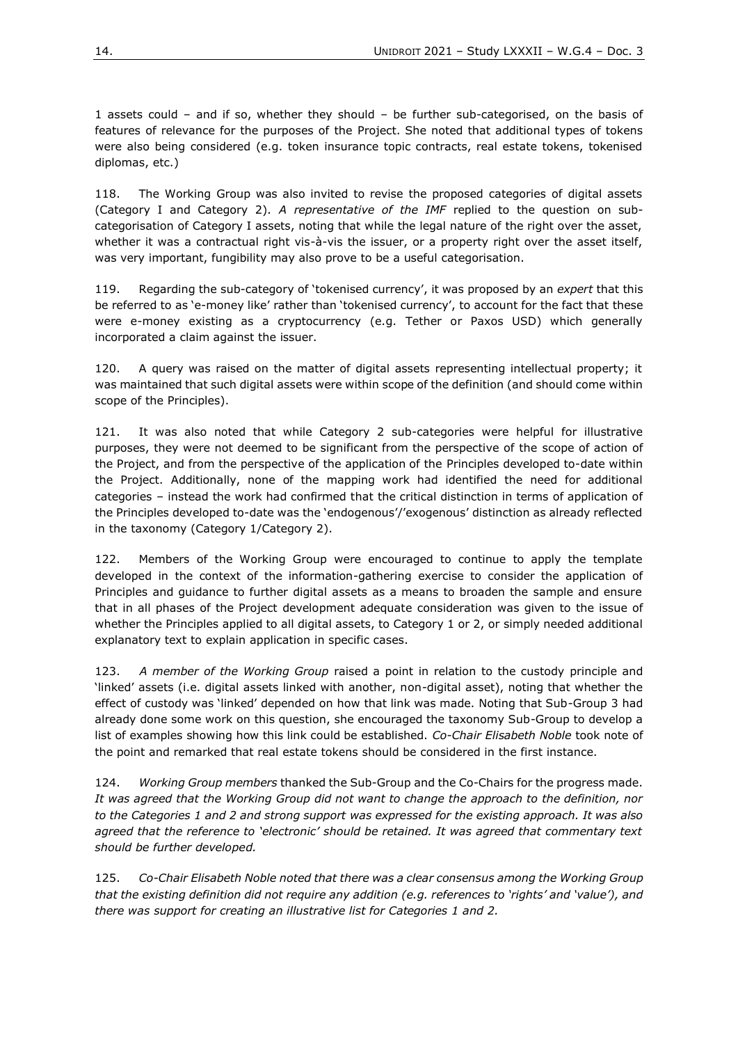1 assets could – and if so, whether they should – be further sub-categorised, on the basis of features of relevance for the purposes of the Project. She noted that additional types of tokens were also being considered (e.g. token insurance topic contracts, real estate tokens, tokenised diplomas, etc.)

118. The Working Group was also invited to revise the proposed categories of digital assets (Category I and Category 2). *A representative of the IMF* replied to the question on sub-categorisation of Category I assets, noting that while the legal nature of the right over the asset, whether it was a contractual right vis-à-vis the issuer, or a property right over the asset itself, was very important, fungibility may also prove to be a useful categorisation.

119. Regarding the sub-category of 'tokenised currency', it was proposed by an *expert* that this be referred to as 'e-money like' rather than 'tokenised currency', to account for the fact that these were e-money existing as a cryptocurrency (e.g. Tether or Paxos USD) which generally incorporated a claim against the issuer.

120. A query was raised on the matter of digital assets representing intellectual property; it was maintained that such digital assets were within scope of the definition (and should come within scope of the Principles).

121. It was also noted that while Category 2 sub-categories were helpful for illustrative purposes, they were not deemed to be significant from the perspective of the scope of action of the Project, and from the perspective of the application of the Principles developed to-date within the Project. Additionally, none of the mapping work had identified the need for additional categories – instead the work had confirmed that the critical distinction in terms of application of the Principles developed to-date was the 'endogenous'/'exogenous' distinction as already reflected in the taxonomy (Category 1/Category 2).

122. Members of the Working Group were encouraged to continue to apply the template developed in the context of the information-gathering exercise to consider the application of Principles and guidance to further digital assets as a means to broaden the sample and ensure that in all phases of the Project development adequate consideration was given to the issue of whether the Principles applied to all digital assets, to Category 1 or 2, or simply needed additional explanatory text to explain application in specific cases.

123. *A member of the Working Group* raised a point in relation to the custody principle and 'linked' assets (i.e. digital assets linked with another, non-digital asset), noting that whether the effect of custody was 'linked' depended on how that link was made. Noting that Sub-Group 3 had already done some work on this question, she encouraged the taxonomy Sub-Group to develop a list of examples showing how this link could be established. *Co-Chair Elisabeth Noble* took note of the point and remarked that real estate tokens should be considered in the first instance.

124. *Working Group members* thanked the Sub-Group and the Co-Chairs for the progress made. *It was agreed that the Working Group did not want to change the approach to the definition, nor to the Categories 1 and 2 and strong support was expressed for the existing approach. It was also agreed that the reference to 'electronic' should be retained. It was agreed that commentary text should be further developed.*

125. *Co-Chair Elisabeth Noble noted that there was a clear consensus among the Working Group that the existing definition did not require any addition (e.g. references to 'rights' and 'value'), and there was support for creating an illustrative list for Categories 1 and 2.*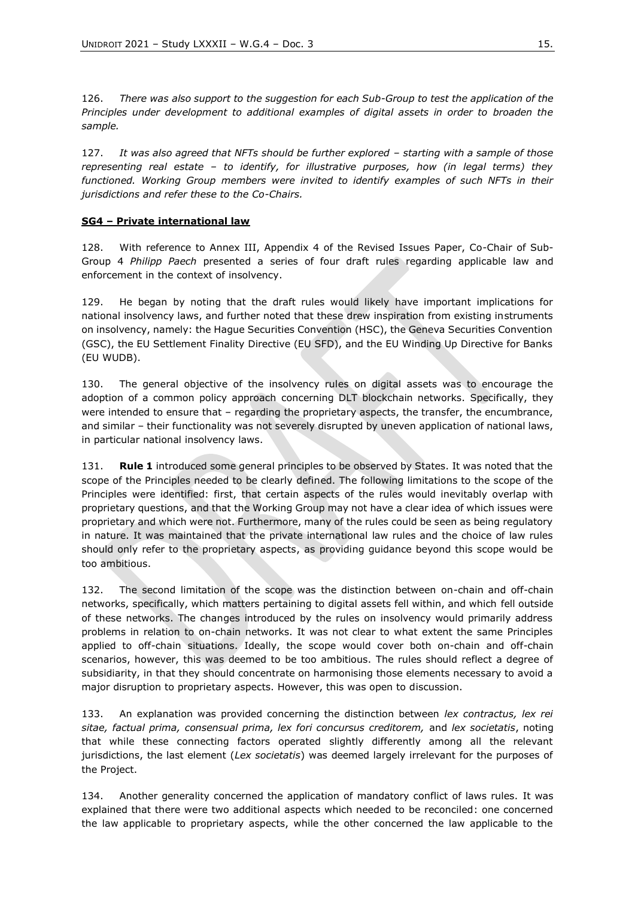126. *There was also support to the suggestion for each Sub-Group to test the application of the Principles under development to additional examples of digital assets in order to broaden the sample.*

127. *It was also agreed that NFTs should be further explored – starting with a sample of those representing real estate – to identify, for illustrative purposes, how (in legal terms) they functioned. Working Group members were invited to identify examples of such NFTs in their jurisdictions and refer these to the Co-Chairs.*

**SG4 – Private international law**

128. With reference to Annex III, Appendix 4 of the Revised Issues Paper, Co-Chair of Sub-Group 4 *Philipp Paech* presented a series of four draft rules regarding applicable law and enforcement in the context of insolvency.

129. He began by noting that the draft rules would likely have important implications for national insolvency laws, and further noted that these drew inspiration from existing instruments on insolvency, namely: the Hague Securities Convention (HSC), the Geneva Securities Convention (GSC), the EU Settlement Finality Directive (EU SFD), and the EU Winding Up Directive for Banks (EU WUDB).

130. The general objective of the insolvency rules on digital assets was to encourage the adoption of a common policy approach concerning DLT blockchain networks. Specifically, they were intended to ensure that – regarding the proprietary aspects, the transfer, the encumbrance, and similar – their functionality was not severely disrupted by uneven application of national laws, in particular national insolvency laws.

131. **Rule 1** introduced some general principles to be observed by States. It was noted that the scope of the Principles needed to be clearly defined. The following limitations to the scope of the Principles were identified: first, that certain aspects of the rules would inevitably overlap with proprietary questions, and that the Working Group may not have a clear idea of which issues were proprietary and which were not. Furthermore, many of the rules could be seen as being regulatory in nature. It was maintained that the private international law rules and the choice of law rules should only refer to the proprietary aspects, as providing guidance beyond this scope would be too ambitious.

132. The second limitation of the scope was the distinction between on-chain and off-chain networks, specifically, which matters pertaining to digital assets fell within, and which fell outside of these networks. The changes introduced by the rules on insolvency would primarily address problems in relation to on-chain networks. It was not clear to what extent the same Principles applied to off-chain situations. Ideally, the scope would cover both on-chain and off-chain scenarios, however, this was deemed to be too ambitious. The rules should reflect a degree of subsidiarity, in that they should concentrate on harmonising those elements necessary to avoid a major disruption to proprietary aspects. However, this was open to discussion.

133. An explanation was provided concerning the distinction between *lex contractus, lex rei sitae, factual prima, consensual prima, lex fori concursus creditorem,* and *lex societatis*, noting that while these connecting factors operated slightly differently among all the relevant jurisdictions, the last element (*Lex societatis*) was deemed largely irrelevant for the purposes of the Project.

134. Another generality concerned the application of mandatory conflict of laws rules. It was explained that there were two additional aspects which needed to be reconciled: one concerned the law applicable to proprietary aspects, while the other concerned the law applicable to the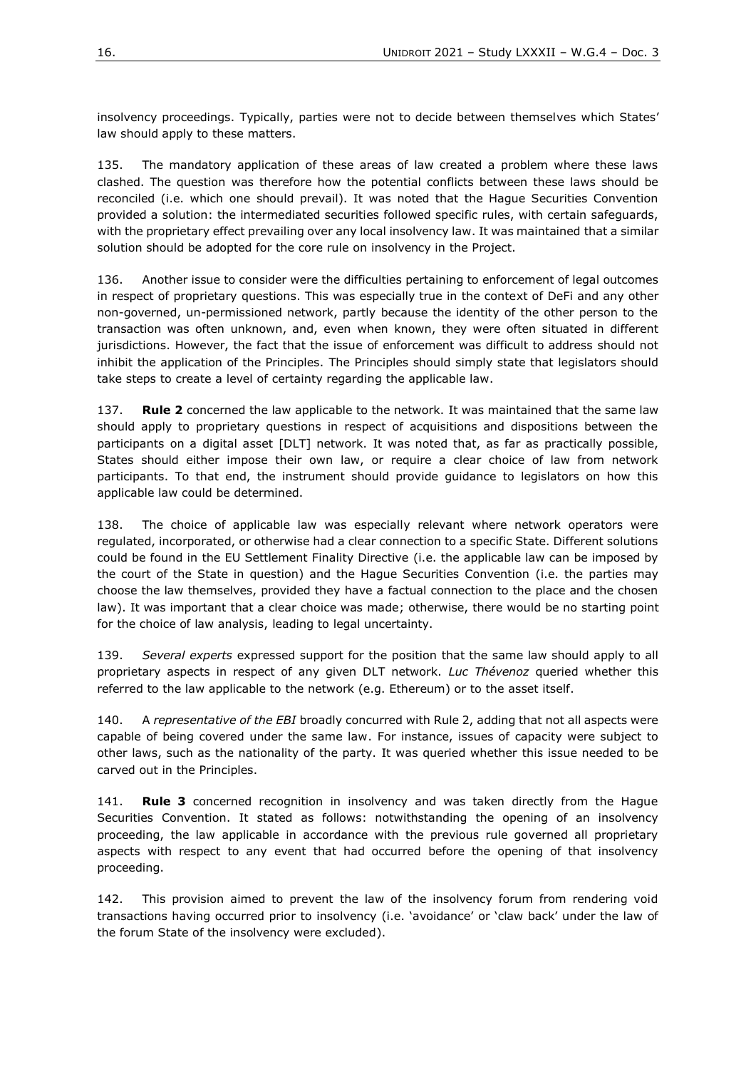insolvency proceedings. Typically, parties were not to decide between themselves which States' law should apply to these matters.

135. The mandatory application of these areas of law created a problem where these laws clashed. The question was therefore how the potential conflicts between these laws should be reconciled (i.e. which one should prevail). It was noted that the Hague Securities Convention provided a solution: the intermediated securities followed specific rules, with certain safeguards, with the proprietary effect prevailing over any local insolvency law. It was maintained that a similar solution should be adopted for the core rule on insolvency in the Project.

136. Another issue to consider were the difficulties pertaining to enforcement of legal outcomes in respect of proprietary questions. This was especially true in the context of DeFi and any other non-governed, un-permissioned network, partly because the identity of the other person to the transaction was often unknown, and, even when known, they were often situated in different jurisdictions. However, the fact that the issue of enforcement was difficult to address should not inhibit the application of the Principles. The Principles should simply state that legislators should take steps to create a level of certainty regarding the applicable law.

137. **Rule 2** concerned the law applicable to the network. It was maintained that the same law should apply to proprietary questions in respect of acquisitions and dispositions between the participants on a digital asset [DLT] network. It was noted that, as far as practically possible, States should either impose their own law, or require a clear choice of law from network participants. To that end, the instrument should provide guidance to legislators on how this applicable law could be determined.

138. The choice of applicable law was especially relevant where network operators were regulated, incorporated, or otherwise had a clear connection to a specific State. Different solutions could be found in the EU Settlement Finality Directive (i.e. the applicable law can be imposed by the court of the State in question) and the Hague Securities Convention (i.e. the parties may choose the law themselves, provided they have a factual connection to the place and the chosen law). It was important that a clear choice was made; otherwise, there would be no starting point for the choice of law analysis, leading to legal uncertainty.

139. *Several experts* expressed support for the position that the same law should apply to all proprietary aspects in respect of any given DLT network. *Luc Thévenoz* queried whether this referred to the law applicable to the network (e.g. Ethereum) or to the asset itself.

140. A *representative of the EBI* broadly concurred with Rule 2, adding that not all aspects were capable of being covered under the same law. For instance, issues of capacity were subject to other laws, such as the nationality of the party. It was queried whether this issue needed to be carved out in the Principles.

141. **Rule 3** concerned recognition in insolvency and was taken directly from the Hague Securities Convention. It stated as follows: notwithstanding the opening of an insolvency proceeding, the law applicable in accordance with the previous rule governed all proprietary aspects with respect to any event that had occurred before the opening of that insolvency proceeding.

142. This provision aimed to prevent the law of the insolvency forum from rendering void transactions having occurred prior to insolvency (i.e. 'avoidance' or 'claw back' under the law of the forum State of the insolvency were excluded).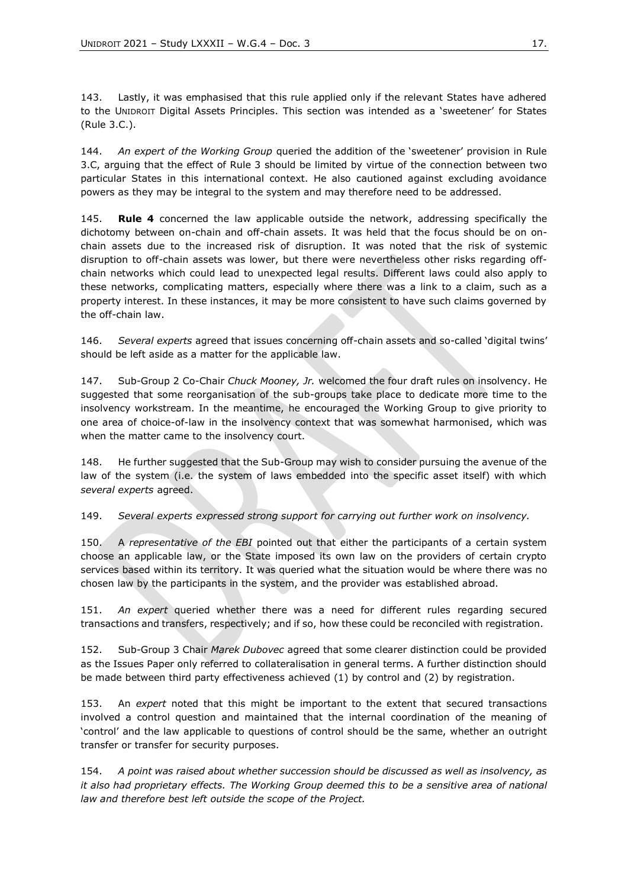143. Lastly, it was emphasised that this rule applied only if the relevant States have adhered to the UNIDROIT Digital Assets Principles. This section was intended as a 'sweetener' for States (Rule 3.C.).

144. *An expert of the Working Group* queried the addition of the 'sweetener' provision in Rule 3.C, arguing that the effect of Rule 3 should be limited by virtue of the connection between two particular States in this international context. He also cautioned against excluding avoidance powers as they may be integral to the system and may therefore need to be addressed.

145. **Rule 4** concerned the law applicable outside the network, addressing specifically the dichotomy between on-chain and off-chain assets. It was held that the focus should be on on-chain assets due to the increased risk of disruption. It was noted that the risk of systemic disruption to off-chain assets was lower, but there were nevertheless other risks regarding off-chain networks which could lead to unexpected legal results. Different laws could also apply to these networks, complicating matters, especially where there was a link to a claim, such as a property interest. In these instances, it may be more consistent to have such claims governed by the off-chain law.

146. *Several experts* agreed that issues concerning off-chain assets and so-called 'digital twins' should be left aside as a matter for the applicable law.

147. Sub-Group 2 Co-Chair *Chuck Mooney, Jr.* welcomed the four draft rules on insolvency. He suggested that some reorganisation of the sub-groups take place to dedicate more time to the insolvency workstream. In the meantime, he encouraged the Working Group to give priority to one area of choice-of-law in the insolvency context that was somewhat harmonised, which was when the matter came to the insolvency court.

148. He further suggested that the Sub-Group may wish to consider pursuing the avenue of the law of the system (i.e. the system of laws embedded into the specific asset itself) with which *several experts* agreed.

149. *Several experts expressed strong support for carrying out further work on insolvency.*

150. A *representative of the EBI* pointed out that either the participants of a certain system choose an applicable law, or the State imposed its own law on the providers of certain crypto services based within its territory. It was queried what the situation would be where there was no chosen law by the participants in the system, and the provider was established abroad.

151. *An expert* queried whether there was a need for different rules regarding secured transactions and transfers, respectively; and if so, how these could be reconciled with registration.

152. Sub-Group 3 Chair *Marek Dubovec* agreed that some clearer distinction could be provided as the Issues Paper only referred to collateralisation in general terms. A further distinction should be made between third party effectiveness achieved (1) by control and (2) by registration.

153. An *expert* noted that this might be important to the extent that secured transactions involved a control question and maintained that the internal coordination of the meaning of 'control' and the law applicable to questions of control should be the same, whether an outright transfer or transfer for security purposes.

154. *A point was raised about whether succession should be discussed as well as insolvency, as it also had proprietary effects. The Working Group deemed this to be a sensitive area of national law and therefore best left outside the scope of the Project.*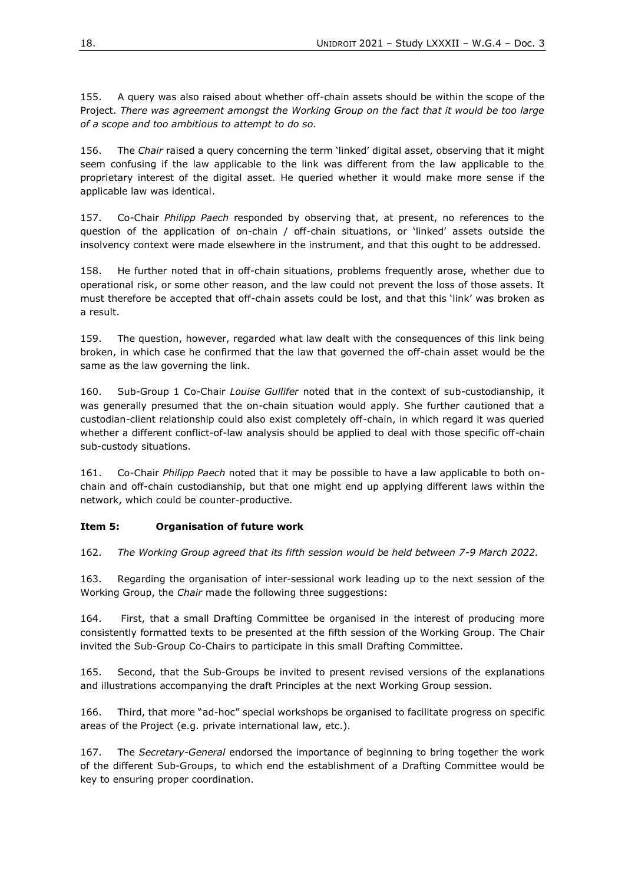155. A query was also raised about whether off-chain assets should be within the scope of the Project. *There was agreement amongst the Working Group on the fact that it would be too large of a scope and too ambitious to attempt to do so.*

156. The *Chair* raised a query concerning the term 'linked' digital asset, observing that it might seem confusing if the law applicable to the link was different from the law applicable to the proprietary interest of the digital asset. He queried whether it would make more sense if the applicable law was identical.

157. Co-Chair *Philipp Paech* responded by observing that, at present, no references to the question of the application of on-chain / off-chain situations, or 'linked' assets outside the insolvency context were made elsewhere in the instrument, and that this ought to be addressed.

158. He further noted that in off-chain situations, problems frequently arose, whether due to operational risk, or some other reason, and the law could not prevent the loss of those assets. It must therefore be accepted that off-chain assets could be lost, and that this 'link' was broken as a result.

159. The question, however, regarded what law dealt with the consequences of this link being broken, in which case he confirmed that the law that governed the off-chain asset would be the same as the law governing the link.

160. Sub-Group 1 Co-Chair *Louise Gullifer* noted that in the context of sub-custodianship, it was generally presumed that the on-chain situation would apply. She further cautioned that a custodian-client relationship could also exist completely off-chain, in which regard it was queried whether a different conflict-of-law analysis should be applied to deal with those specific off-chain sub-custody situations.

161. Co-Chair *Philipp Paech* noted that it may be possible to have a law applicable to both on-chain and off-chain custodianship, but that one might end up applying different laws within the network, which could be counter-productive.

### Item 5: Organisation of future work

162. *The Working Group agreed that its fifth session would be held between 7-9 March 2022.*

163. Regarding the organisation of inter-sessional work leading up to the next session of the Working Group, the *Chair* made the following three suggestions:

164. First, that a small Drafting Committee be organised in the interest of producing more consistently formatted texts to be presented at the fifth session of the Working Group. The Chair invited the Sub-Group Co-Chairs to participate in this small Drafting Committee.

165. Second, that the Sub-Groups be invited to present revised versions of the explanations and illustrations accompanying the draft Principles at the next Working Group session.

166. Third, that more "ad-hoc" special workshops be organised to facilitate progress on specific areas of the Project (e.g. private international law, etc.).

167. The *Secretary-General* endorsed the importance of beginning to bring together the work of the different Sub-Groups, to which end the establishment of a Drafting Committee would be key to ensuring proper coordination.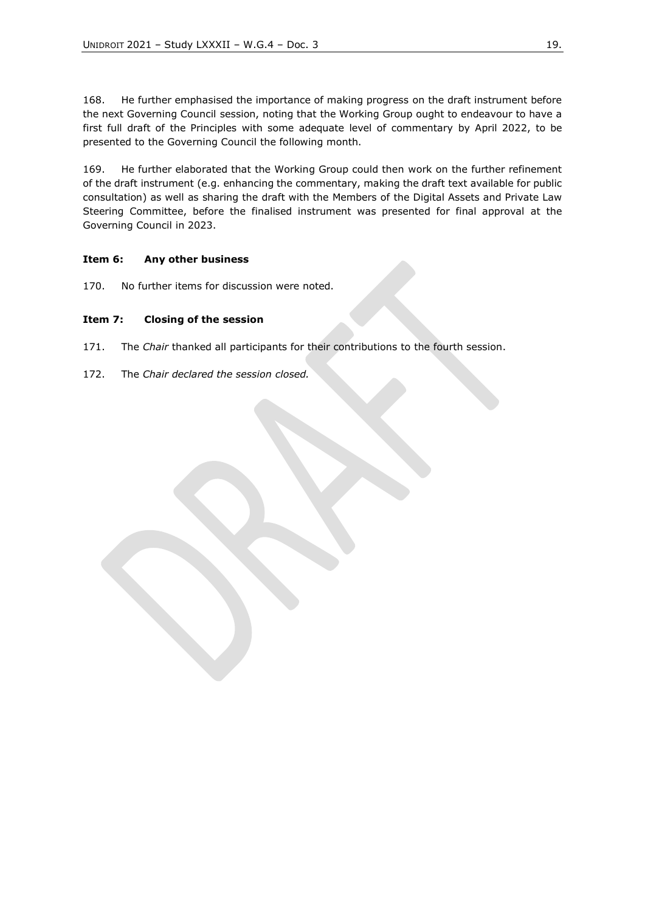168. He further emphasised the importance of making progress on the draft instrument before the next Governing Council session, noting that the Working Group ought to endeavour to have a first full draft of the Principles with some adequate level of commentary by April 2022, to be presented to the Governing Council the following month.

169. He further elaborated that the Working Group could then work on the further refinement of the draft instrument (e.g. enhancing the commentary, making the draft text available for public consultation) as well as sharing the draft with the Members of the Digital Assets and Private Law Steering Committee, before the finalised instrument was presented for final approval at the Governing Council in 2023.

**Item 6: Any other business**

170. No further items for discussion were noted.

**Item 7: Closing of the session**

171. The *Chair* thanked all participants for their contributions to the fourth session.

172. The *Chair declared the session closed.*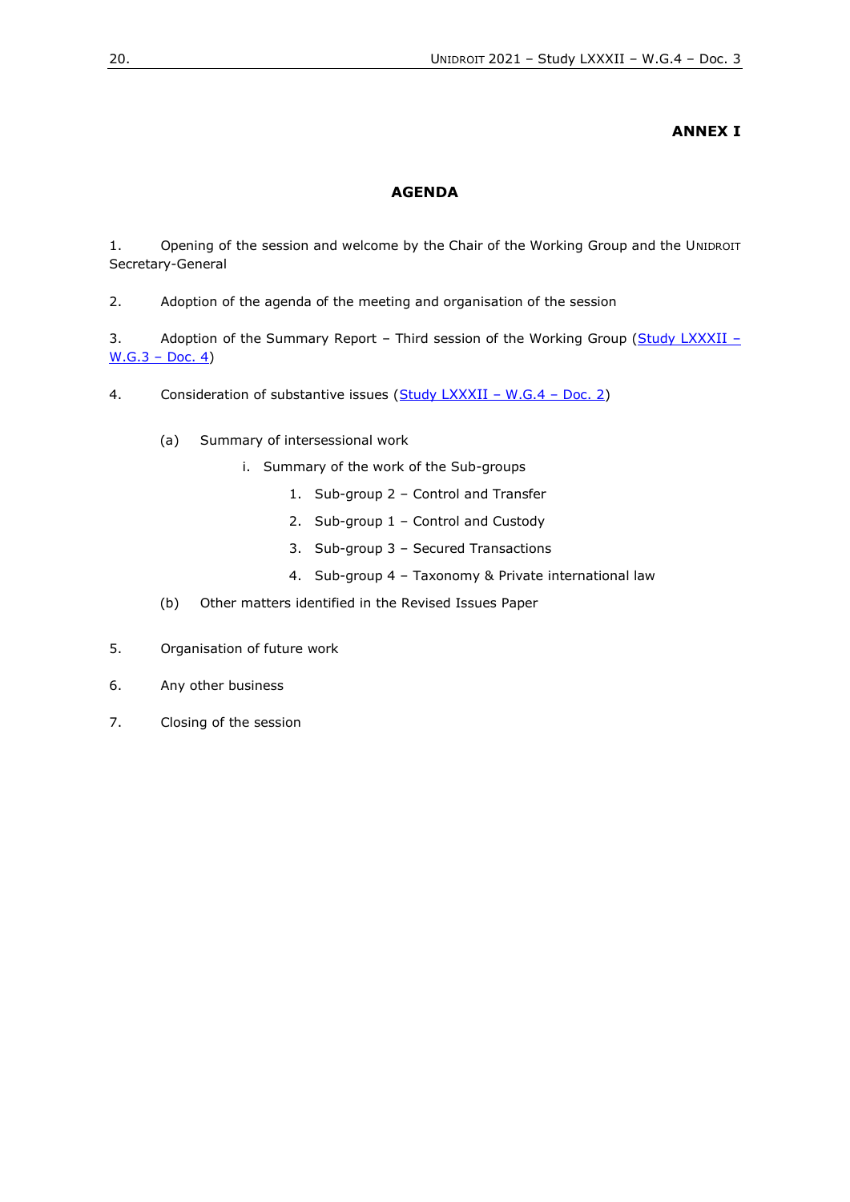**ANNEX I**

## AGENDA

1. Opening of the session and welcome by the Chair of the Working Group and the UNIDROIT Secretary-General

2. Adoption of the agenda of the meeting and organisation of the session

3. Adoption of the Summary Report – Third session of the Working Group (Study LXXXII – W.G.3 – Doc. 4)

4. Consideration of substantive issues (Study LXXXII – W.G.4 – Doc. 2)

   (a) Summary of intersessional work

      i. Summary of the work of the Sub-groups

         1. Sub-group 2 – Control and Transfer
         2. Sub-group 1 – Control and Custody
         3. Sub-group 3 – Secured Transactions
         4. Sub-group 4 – Taxonomy & Private international law

   (b) Other matters identified in the Revised Issues Paper

5. Organisation of future work

6. Any other business

7. Closing of the session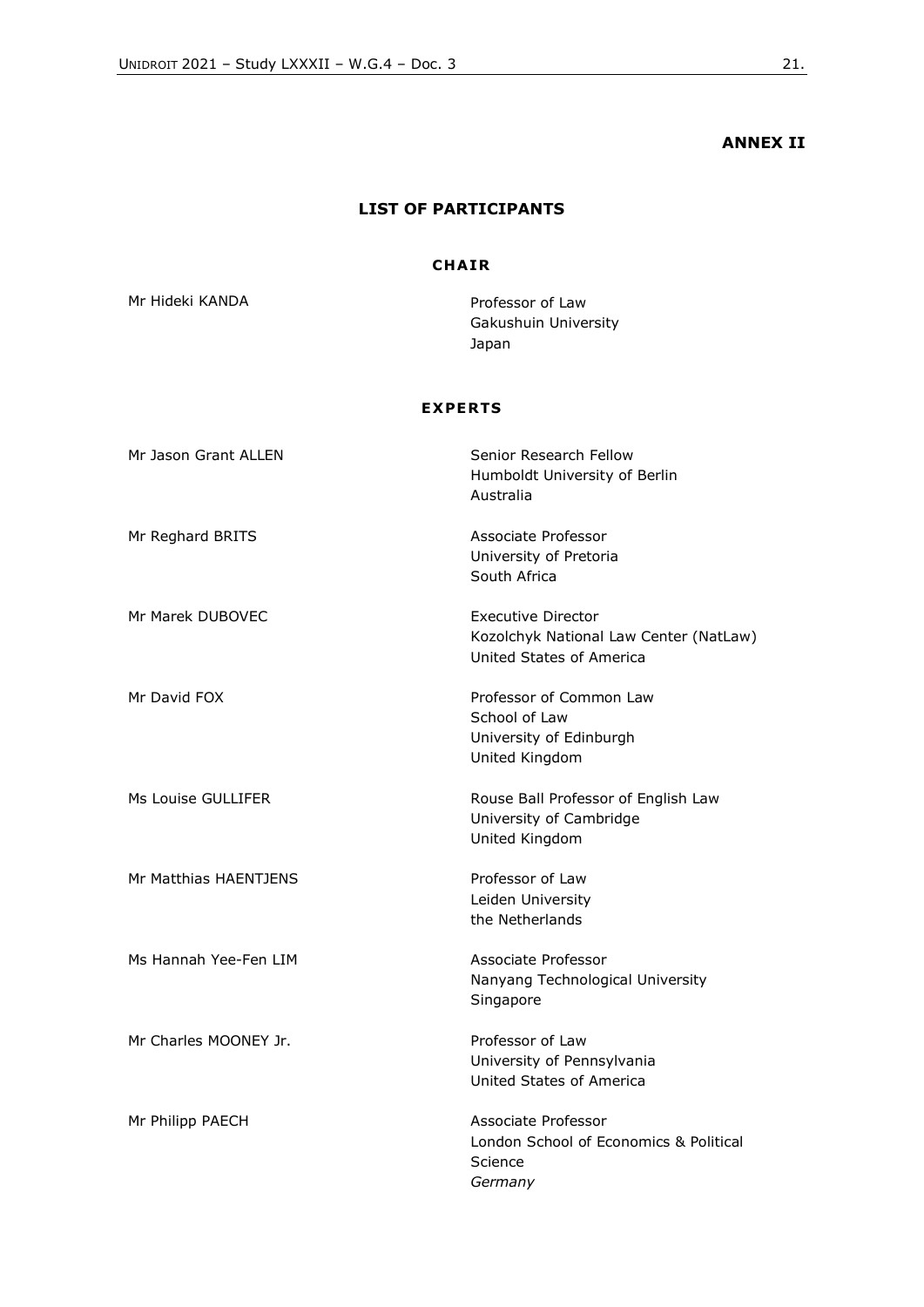**ANNEX II**

## LIST OF PARTICIPANTS

### CHAIR

| | |
|---|---|
| Mr Hideki KANDA | Professor of Law<br>Gakushuin University<br>Japan |

### EXPERTS

| | |
|---|---|
| Mr Jason Grant ALLEN | Senior Research Fellow<br>Humboldt University of Berlin<br>Australia |
| Mr Reghard BRITS | Associate Professor<br>University of Pretoria<br>South Africa |
| Mr Marek DUBOVEC | Executive Director<br>Kozolchyk National Law Center (NatLaw)<br>United States of America |
| Mr David FOX | Professor of Common Law<br>School of Law<br>University of Edinburgh<br>United Kingdom |
| Ms Louise GULLIFER | Rouse Ball Professor of English Law<br>University of Cambridge<br>United Kingdom |
| Mr Matthias HAENTJENS | Professor of Law<br>Leiden University<br>the Netherlands |
| Ms Hannah Yee-Fen LIM | Associate Professor<br>Nanyang Technological University<br>Singapore |
| Mr Charles MOONEY Jr. | Professor of Law<br>University of Pennsylvania<br>United States of America |
| Mr Philipp PAECH | Associate Professor<br>London School of Economics & Political Science<br>*Germany* |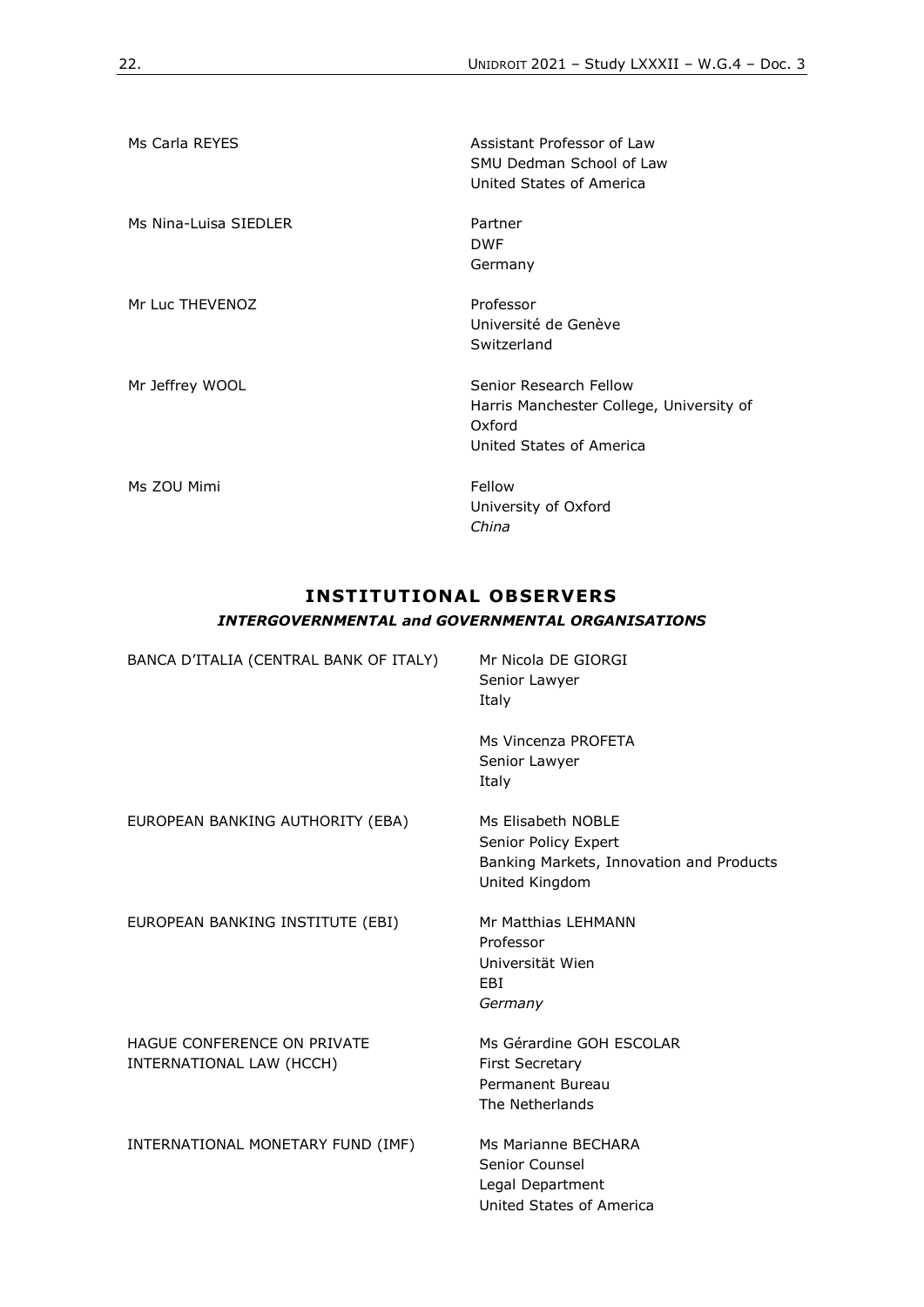| | |
|---|---|
| Ms Carla REYES | Assistant Professor of Law<br>SMU Dedman School of Law<br>United States of America |
| Ms Nina-Luisa SIEDLER | Partner<br>DWF<br>Germany |
| Mr Luc THEVENOZ | Professor<br>Université de Genève<br>Switzerland |
| Mr Jeffrey WOOL | Senior Research Fellow<br>Harris Manchester College, University of Oxford<br>United States of America |
| Ms ZOU Mimi | Fellow<br>University of Oxford<br>*China* |

## INSTITUTIONAL OBSERVERS

### *INTERGOVERNMENTAL and GOVERNMENTAL ORGANISATIONS*

| | |
|---|---|
| BANCA D'ITALIA (CENTRAL BANK OF ITALY) | Mr Nicola DE GIORGI<br>Senior Lawyer<br>Italy |
| | Ms Vincenza PROFETA<br>Senior Lawyer<br>Italy |
| EUROPEAN BANKING AUTHORITY (EBA) | Ms Elisabeth NOBLE<br>Senior Policy Expert<br>Banking Markets, Innovation and Products<br>United Kingdom |
| EUROPEAN BANKING INSTITUTE (EBI) | Mr Matthias LEHMANN<br>Professor<br>Universität Wien<br>EBI<br>*Germany* |
| HAGUE CONFERENCE ON PRIVATE INTERNATIONAL LAW (HCCH) | Ms Gérardine GOH ESCOLAR<br>First Secretary<br>Permanent Bureau<br>The Netherlands |
| INTERNATIONAL MONETARY FUND (IMF) | Ms Marianne BECHARA<br>Senior Counsel<br>Legal Department<br>United States of America |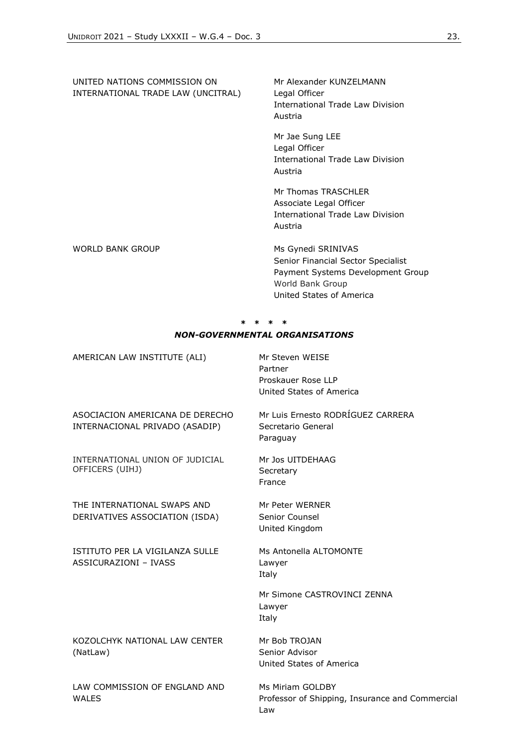| | |
|---|---|
| UNITED NATIONS COMMISSION ON INTERNATIONAL TRADE LAW (UNCITRAL) | Mr Alexander KUNZELMANN<br>Legal Officer<br>International Trade Law Division<br>Austria |
| | Mr Jae Sung LEE<br>Legal Officer<br>International Trade Law Division<br>Austria |
| | Mr Thomas TRASCHLER<br>Associate Legal Officer<br>International Trade Law Division<br>Austria |
| WORLD BANK GROUP | Ms Gynedi SRINIVAS<br>Senior Financial Sector Specialist<br>Payment Systems Development Group<br>World Bank Group<br>United States of America |

\* \* \* \*

***NON-GOVERNMENTAL ORGANISATIONS***

| | |
|---|---|
| AMERICAN LAW INSTITUTE (ALI) | Mr Steven WEISE<br>Partner<br>Proskauer Rose LLP<br>United States of America |
| ASOCIACION AMERICANA DE DERECHO INTERNACIONAL PRIVADO (ASADIP) | Mr Luis Ernesto RODRÍGUEZ CARRERA<br>Secretario General<br>Paraguay |
| INTERNATIONAL UNION OF JUDICIAL OFFICERS (UIHJ) | Mr Jos UITDEHAAG<br>Secretary<br>France |
| THE INTERNATIONAL SWAPS AND DERIVATIVES ASSOCIATION (ISDA) | Mr Peter WERNER<br>Senior Counsel<br>United Kingdom |
| ISTITUTO PER LA VIGILANZA SULLE ASSICURAZIONI – IVASS | Ms Antonella ALTOMONTE<br>Lawyer<br>Italy |
| | Mr Simone CASTROVINCI ZENNA<br>Lawyer<br>Italy |
| KOZOLCHYK NATIONAL LAW CENTER (NatLaw) | Mr Bob TROJAN<br>Senior Advisor<br>United States of America |
| LAW COMMISSION OF ENGLAND AND WALES | Ms Miriam GOLDBY<br>Professor of Shipping, Insurance and Commercial Law |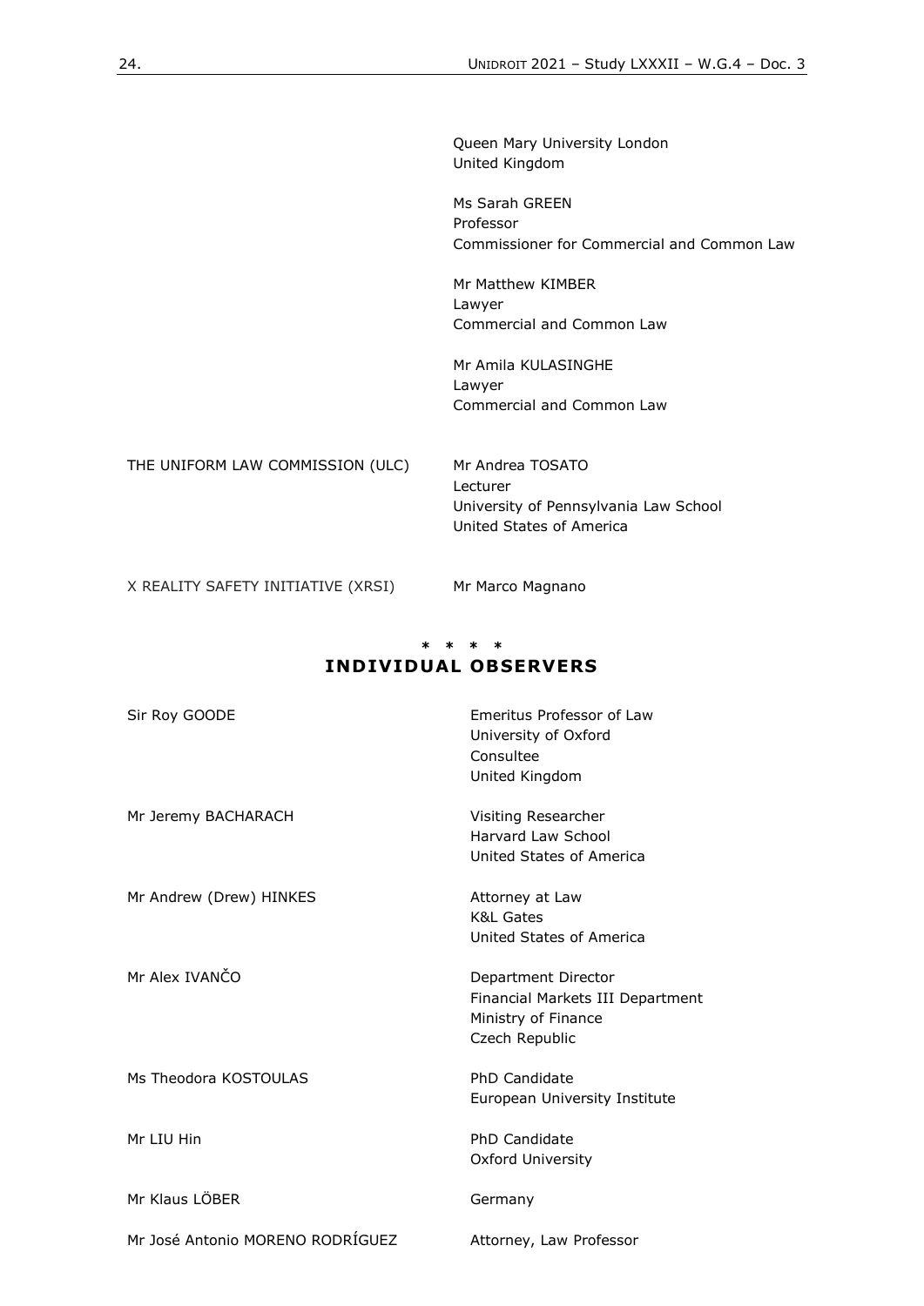| | |
|---|---|
| | Queen Mary University London<br>United Kingdom |
| | Ms Sarah GREEN<br>Professor<br>Commissioner for Commercial and Common Law |
| | Mr Matthew KIMBER<br>Lawyer<br>Commercial and Common Law |
| | Mr Amila KULASINGHE<br>Lawyer<br>Commercial and Common Law |
| THE UNIFORM LAW COMMISSION (ULC) | Mr Andrea TOSATO<br>Lecturer<br>University of Pennsylvania Law School<br>United States of America |
| X REALITY SAFETY INITIATIVE (XRSI) | Mr Marco Magnano |

\* \* \* \*

## INDIVIDUAL OBSERVERS

| | |
|---|---|
| Sir Roy GOODE | Emeritus Professor of Law<br>University of Oxford<br>Consultee<br>United Kingdom |
| Mr Jeremy BACHARACH | Visiting Researcher<br>Harvard Law School<br>United States of America |
| Mr Andrew (Drew) HINKES | Attorney at Law<br>K&L Gates<br>United States of America |
| Mr Alex IVANČO | Department Director<br>Financial Markets III Department<br>Ministry of Finance<br>Czech Republic |
| Ms Theodora KOSTOULAS | PhD Candidate<br>European University Institute |
| Mr LIU Hin | PhD Candidate<br>Oxford University |
| Mr Klaus LÖBER | Germany |
| Mr José Antonio MORENO RODRÍGUEZ | Attorney, Law Professor |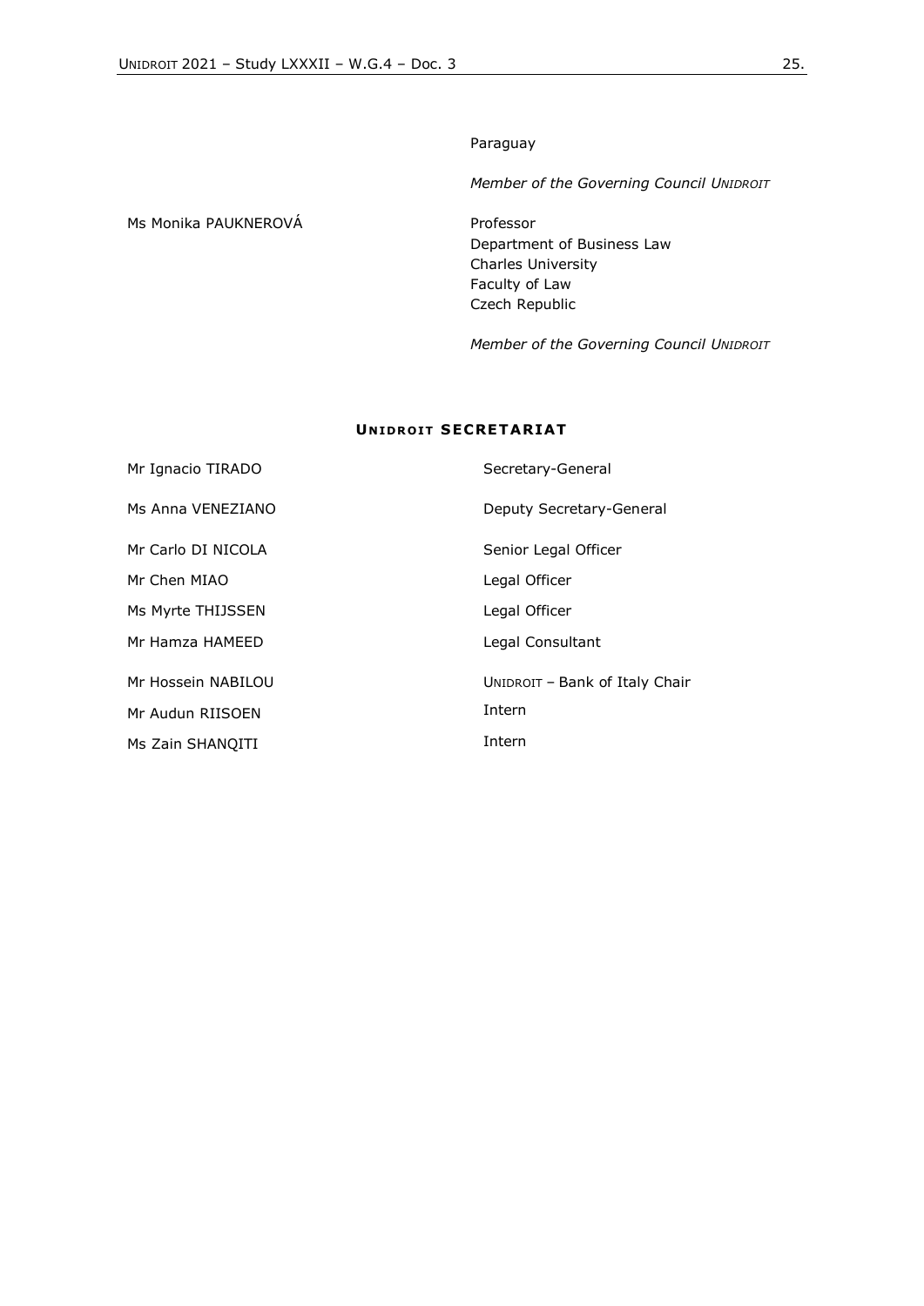Paraguay

*Member of the Governing Council UNIDROIT*

| | |
|---|---|
| Ms Monika PAUKNEROVÁ | Professor<br>Department of Business Law<br>Charles University<br>Faculty of Law<br>Czech Republic<br><br>*Member of the Governing Council UNIDROIT* |

## UNIDROIT SECRETARIAT

| | |
|---|---|
| Mr Ignacio TIRADO | Secretary-General |
| Ms Anna VENEZIANO | Deputy Secretary-General |
| Mr Carlo DI NICOLA | Senior Legal Officer |
| Mr Chen MIAO | Legal Officer |
| Ms Myrte THIJSSEN | Legal Officer |
| Mr Hamza HAMEED | Legal Consultant |
| Mr Hossein NABILOU | UNIDROIT – Bank of Italy Chair |
| Mr Audun RIISOEN | Intern |
| Ms Zain SHANQITI | Intern |